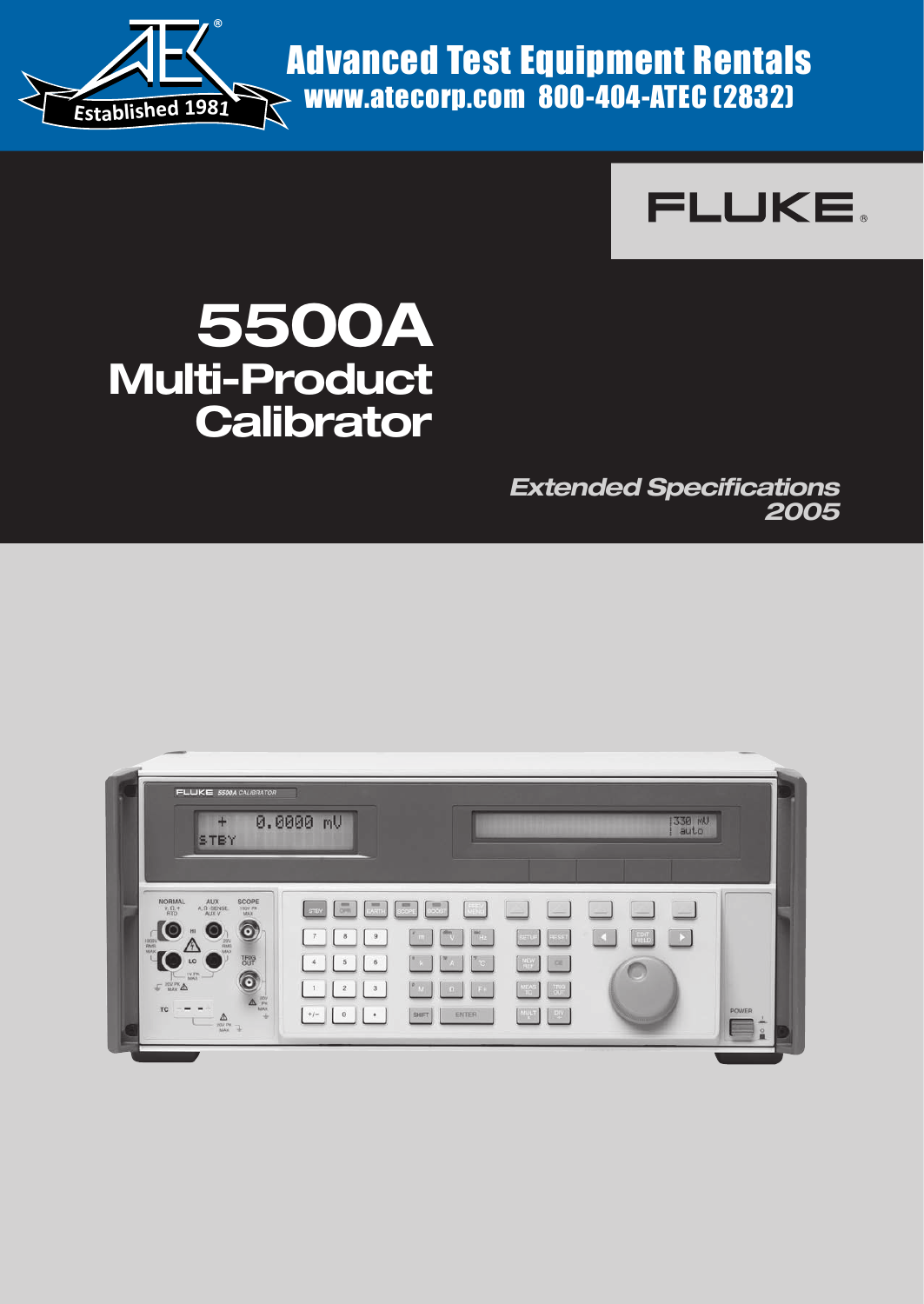Advanced Test Equipment Rentals
www.atecorp.com 800-404-ATEC (2832)

Established 1981

FLUKE

# 5500A Multi-Product Calibrator

*Extended Specifications 2005*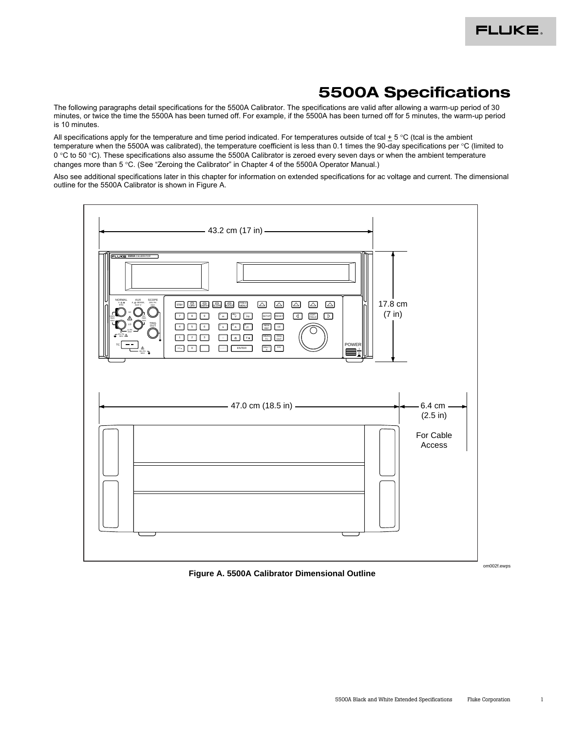# 5500A Specifications

The following paragraphs detail specifications for the 5500A Calibrator. The specifications are valid after allowing a warm-up period of 30 minutes, or twice the time the 5500A has been turned off. For example, if the 5500A has been turned off for 5 minutes, the warm-up period is 10 minutes.

All specifications apply for the temperature and time period indicated. For temperatures outside of tcal ± 5 °C (tcal is the ambient temperature when the 5500A was calibrated), the temperature coefficient is less than 0.1 times the 90-day specifications per °C (limited to 0 °C to 50 °C). These specifications also assume the 5500A Calibrator is zeroed every seven days or when the ambient temperature changes more than 5 °C. (See "Zeroing the Calibrator" in Chapter 4 of the 5500A Operator Manual.)

Also see additional specifications later in this chapter for information on extended specifications for ac voltage and current. The dimensional outline for the 5500A Calibrator is shown in Figure A.

om002f.ewps

**Figure A. 5500A Calibrator Dimensional Outline**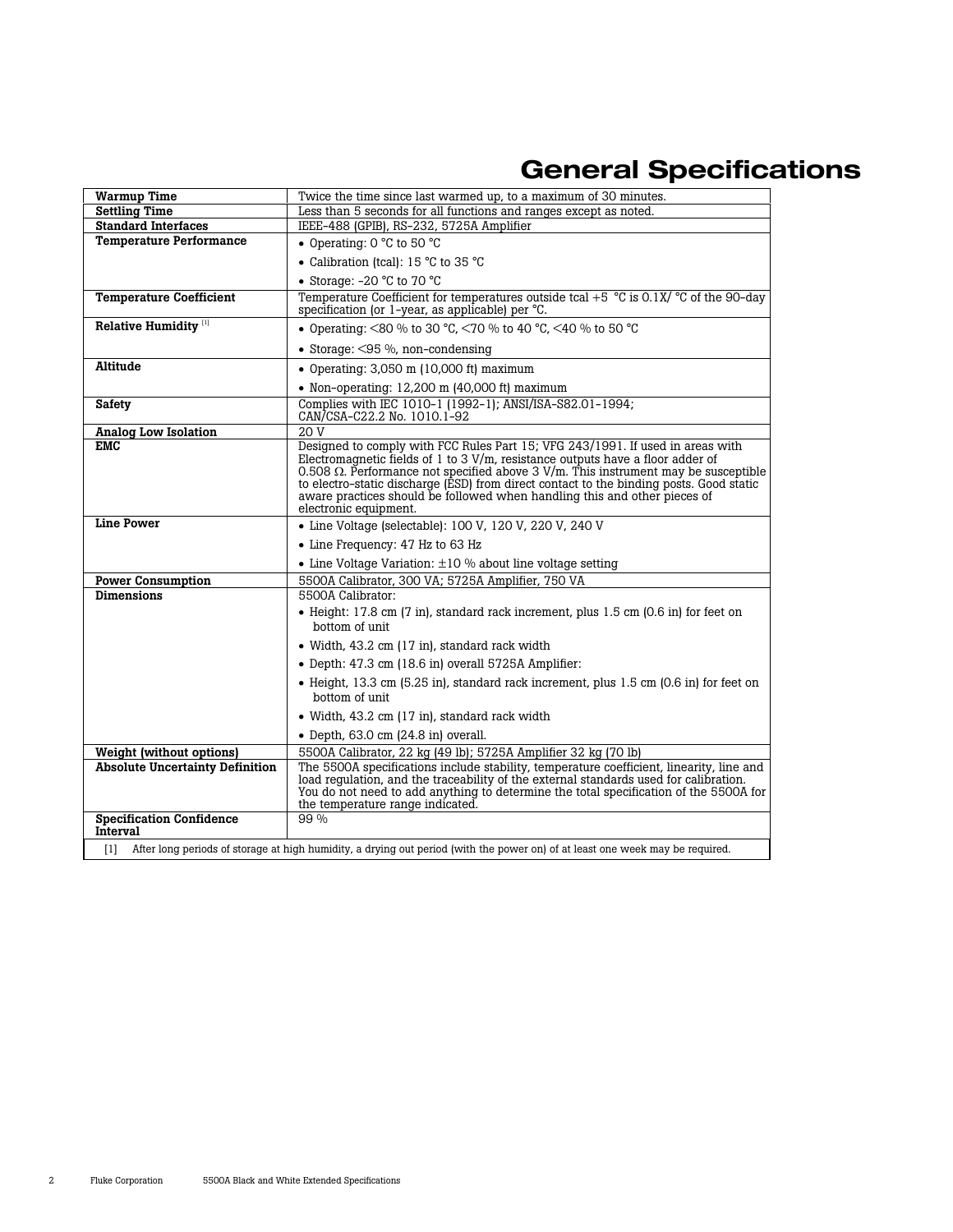# General Specifications

| | |
|---|---|
| **Warmup Time** | Twice the time since last warmed up, to a maximum of 30 minutes. |
| **Settling Time** | Less than 5 seconds for all functions and ranges except as noted. |
| **Standard Interfaces** | IEEE-488 (GPIB), RS-232, 5725A Amplifier |
| **Temperature Performance** | • Operating: 0 °C to 50 °C<br>• Calibration (tcal): 15 °C to 35 °C<br>• Storage: -20 °C to 70 °C |
| **Temperature Coefficient** | Temperature Coefficient for temperatures outside tcal +5 °C is 0.1X/ °C of the 90-day specification (or 1-year, as applicable) per °C. |
| **Relative Humidity** [1] | • Operating: <80 % to 30 °C, <70 % to 40 °C, <40 % to 50 °C<br>• Storage: <95 %, non-condensing |
| **Altitude** | • Operating: 3,050 m (10,000 ft) maximum<br>• Non-operating: 12,200 m (40,000 ft) maximum |
| **Safety** | Complies with IEC 1010-1 (1992-1); ANSI/ISA-S82.01-1994; CAN/CSA-C22.2 No. 1010.1-92 |
| **Analog Low Isolation** | 20 V |
| **EMC** | Designed to comply with FCC Rules Part 15; VFG 243/1991. If used in areas with Electromagnetic fields of 1 to 3 V/m, resistance outputs have a floor adder of 0.508 Ω. Performance not specified above 3 V/m. This instrument may be susceptible to electro-static discharge (ESD) from direct contact to the binding posts. Good static aware practices should be followed when handling this and other pieces of electronic equipment. |
| **Line Power** | • Line Voltage (selectable): 100 V, 120 V, 220 V, 240 V<br>• Line Frequency: 47 Hz to 63 Hz<br>• Line Voltage Variation: ±10 % about line voltage setting |
| **Power Consumption** | 5500A Calibrator, 300 VA; 5725A Amplifier, 750 VA |
| **Dimensions** | 5500A Calibrator:<br>• Height: 17.8 cm (7 in), standard rack increment, plus 1.5 cm (0.6 in) for feet on bottom of unit<br>• Width, 43.2 cm (17 in), standard rack width<br>• Depth: 47.3 cm (18.6 in) overall 5725A Amplifier:<br>• Height, 13.3 cm (5.25 in), standard rack increment, plus 1.5 cm (0.6 in) for feet on bottom of unit<br>• Width, 43.2 cm (17 in), standard rack width<br>• Depth, 63.0 cm (24.8 in) overall. |
| **Weight (without options)** | 5500A Calibrator, 22 kg (49 lb); 5725A Amplifier 32 kg (70 lb) |
| **Absolute Uncertainty Definition** | The 5500A specifications include stability, temperature coefficient, linearity, line and load regulation, and the traceability of the external standards used for calibration. You do not need to add anything to determine the total specification of the 5500A for the temperature range indicated. |
| **Specification Confidence Interval** | 99 % |

[1] After long periods of storage at high humidity, a drying out period (with the power on) of at least one week may be required.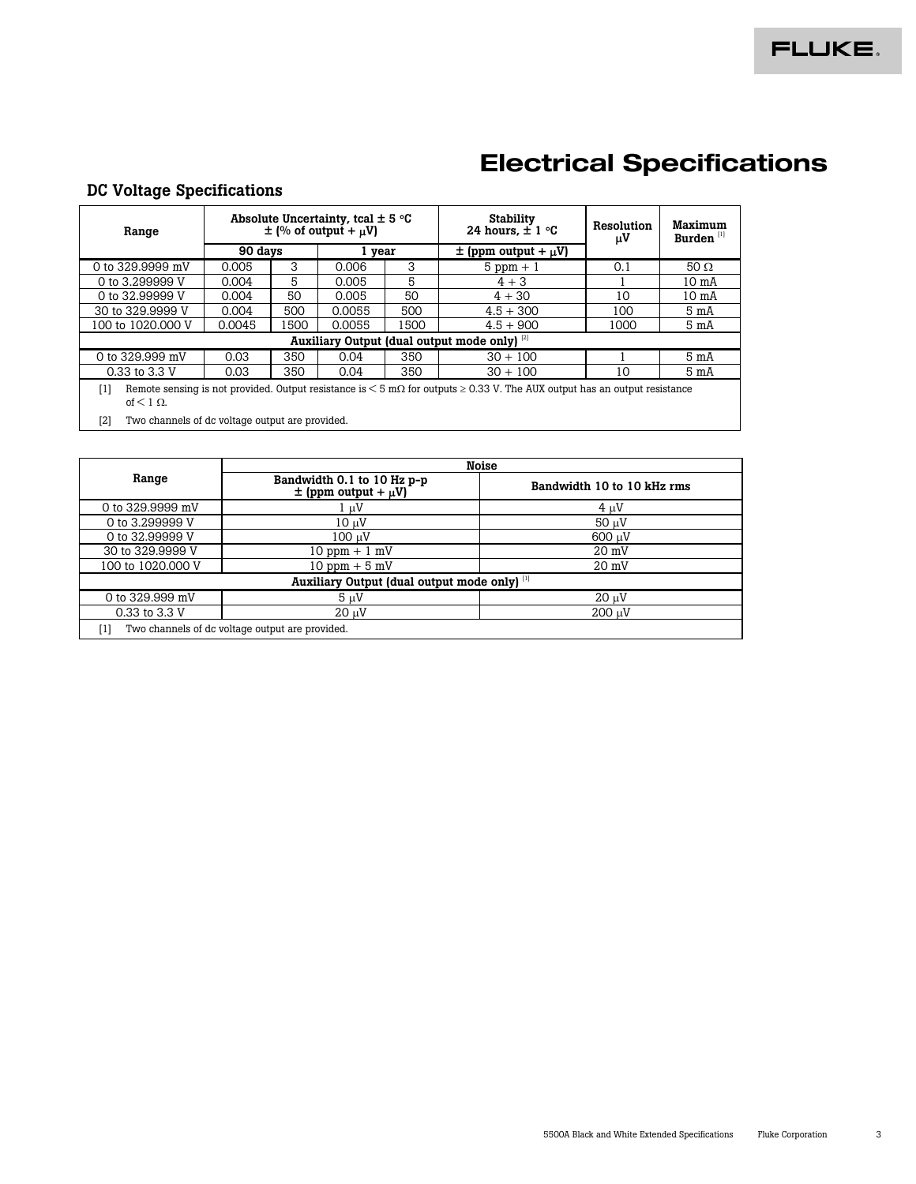# Electrical Specifications

## DC Voltage Specifications

| Range | Absolute Uncertainty, tcal ± 5 °C ± (% of output + μV) | | | | Stability 24 hours, ± 1 °C | Resolution μV | Maximum Burden [1] |
|---|---|---|---|---|---|---|---|
| | 90 days | | 1 year | | ± (ppm output + μV) | | |
| 0 to 329.9999 mV | 0.005 | 3 | 0.006 | 3 | 5 ppm + 1 | 0.1 | 50 Ω |
| 0 to 3.299999 V | 0.004 | 5 | 0.005 | 5 | 4 + 3 | 1 | 10 mA |
| 0 to 32.99999 V | 0.004 | 50 | 0.005 | 50 | 4 + 30 | 10 | 10 mA |
| 30 to 329.9999 V | 0.004 | 500 | 0.0055 | 500 | 4.5 + 300 | 100 | 5 mA |
| 100 to 1020.000 V | 0.0045 | 1500 | 0.0055 | 1500 | 4.5 + 900 | 1000 | 5 mA |
| **Auxiliary Output (dual output mode only) [2]** | | | | | | | |
| 0 to 329.999 mV | 0.03 | 350 | 0.04 | 350 | 30 + 100 | 1 | 5 mA |
| 0.33 to 3.3 V | 0.03 | 350 | 0.04 | 350 | 30 + 100 | 10 | 5 mA |

[1] Remote sensing is not provided. Output resistance is < 5 mΩ for outputs ≥ 0.33 V. The AUX output has an output resistance of < 1 Ω.

[2] Two channels of dc voltage output are provided.

| Range | Noise | |
|---|---|---|
| | Bandwidth 0.1 to 10 Hz p-p ± (ppm output + μV) | Bandwidth 10 to 10 kHz rms |
| 0 to 329.9999 mV | 1 μV | 4 μV |
| 0 to 3.299999 V | 10 μV | 50 μV |
| 0 to 32.99999 V | 100 μV | 600 μV |
| 30 to 329.9999 V | 10 ppm + 1 mV | 20 mV |
| 100 to 1020.000 V | 10 ppm + 5 mV | 20 mV |
| **Auxiliary Output (dual output mode only) [1]** | | |
| 0 to 329.999 mV | 5 μV | 20 μV |
| 0.33 to 3.3 V | 20 μV | 200 μV |

[1] Two channels of dc voltage output are provided.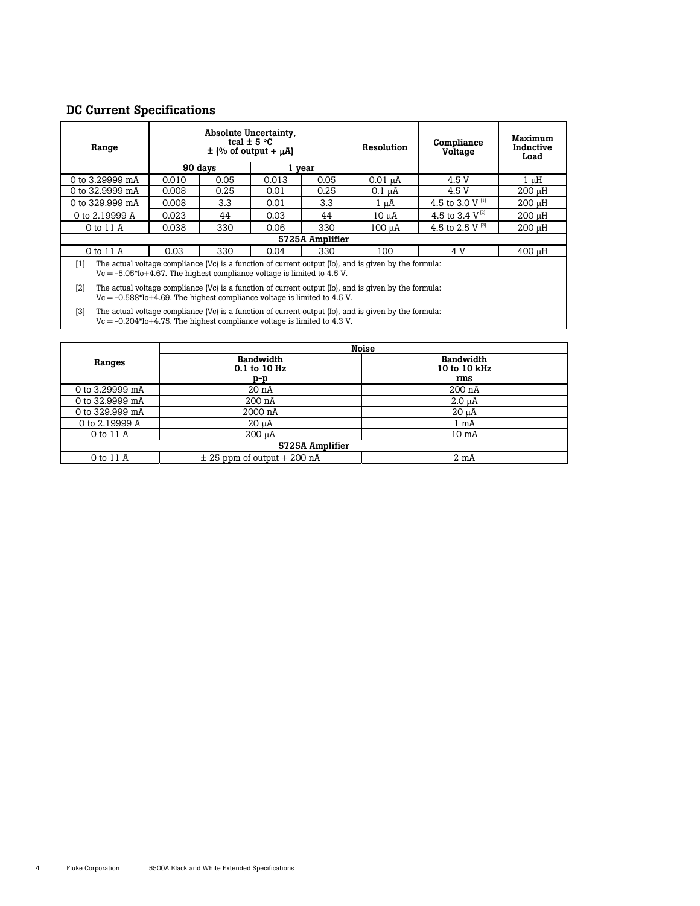## DC Current Specifications

| Range | Absolute Uncertainty, tcal ± 5 °C ± (% of output + μA) | | | | Resolution | Compliance Voltage | Maximum Inductive Load |
|---|---|---|---|---|---|---|---|
| | 90 days | | 1 year | | | | |
| 0 to 3.29999 mA | 0.010 | 0.05 | 0.013 | 0.05 | 0.01 μA | 4.5 V | 1 μH |
| 0 to 32.9999 mA | 0.008 | 0.25 | 0.01 | 0.25 | 0.1 μA | 4.5 V | 200 μH |
| 0 to 329.999 mA | 0.008 | 3.3 | 0.01 | 3.3 | 1 μA | 4.5 to 3.0 V [1] | 200 μH |
| 0 to 2.19999 A | 0.023 | 44 | 0.03 | 44 | 10 μA | 4.5 to 3.4 V [2] | 200 μH |
| 0 to 11 A | 0.038 | 330 | 0.06 | 330 | 100 μA | 4.5 to 2.5 V [3] | 200 μH |
| **5725A Amplifier** | | | | | | | |
| 0 to 11 A | 0.03 | 330 | 0.04 | 330 | 100 | 4 V | 400 μH |

[1] The actual voltage compliance (Vc) is a function of current output (Io), and is given by the formula: Vc = -5.05*Io+4.67. The highest compliance voltage is limited to 4.5 V.

[2] The actual voltage compliance (Vc) is a function of current output (Io), and is given by the formula: Vc = -0.588*Io+4.69. The highest compliance voltage is limited to 4.5 V.

[3] The actual voltage compliance (Vc) is a function of current output (Io), and is given by the formula: Vc = -0.204*Io+4.75. The highest compliance voltage is limited to 4.3 V.

| Ranges | Noise | |
|---|---|---|
| | Bandwidth 0.1 to 10 Hz p-p | Bandwidth 10 to 10 kHz rms |
| 0 to 3.29999 mA | 20 nA | 200 nA |
| 0 to 32.9999 mA | 200 nA | 2.0 μA |
| 0 to 329.999 mA | 2000 nA | 20 μA |
| 0 to 2.19999 A | 20 μA | 1 mA |
| 0 to 11 A | 200 μA | 10 mA |
| **5725A Amplifier** | | |
| 0 to 11 A | ± 25 ppm of output + 200 nA | 2 mA |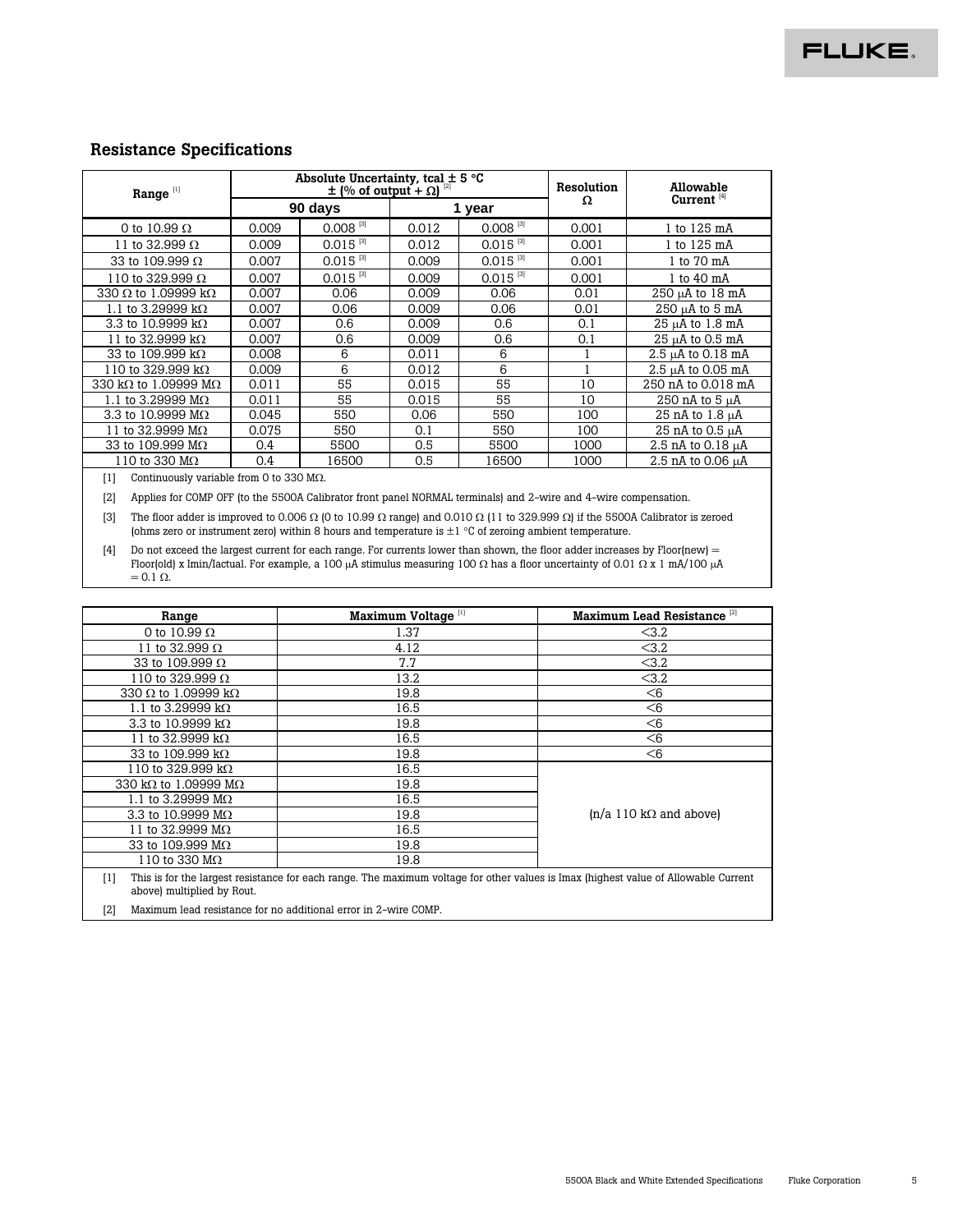## Resistance Specifications

| Range [1] | Absolute Uncertainty, tcal ± 5 °C ± (% of output + Ω) [2] | | | | Resolution Ω | Allowable Current [4] |
|---|---|---|---|---|---|---|
| | 90 days | | 1 year | | | |
| 0 to 10.99 Ω | 0.009 | 0.008 [3] | 0.012 | 0.008 [3] | 0.001 | 1 to 125 mA |
| 11 to 32.999 Ω | 0.009 | 0.015 [3] | 0.012 | 0.015 [3] | 0.001 | 1 to 125 mA |
| 33 to 109.999 Ω | 0.007 | 0.015 [3] | 0.009 | 0.015 [3] | 0.001 | 1 to 70 mA |
| 110 to 329.999 Ω | 0.007 | 0.015 [3] | 0.009 | 0.015 [3] | 0.001 | 1 to 40 mA |
| 330 Ω to 1.09999 kΩ | 0.007 | 0.06 | 0.009 | 0.06 | 0.01 | 250 μA to 18 mA |
| 1.1 to 3.29999 kΩ | 0.007 | 0.06 | 0.009 | 0.06 | 0.01 | 250 μA to 5 mA |
| 3.3 to 10.9999 kΩ | 0.007 | 0.6 | 0.009 | 0.6 | 0.1 | 25 μA to 1.8 mA |
| 11 to 32.9999 kΩ | 0.007 | 0.6 | 0.009 | 0.6 | 0.1 | 25 μA to 0.5 mA |
| 33 to 109.999 kΩ | 0.008 | 6 | 0.011 | 6 | 1 | 2.5 μA to 0.18 mA |
| 110 to 329.999 kΩ | 0.009 | 6 | 0.012 | 6 | 1 | 2.5 μA to 0.05 mA |
| 330 kΩ to 1.09999 MΩ | 0.011 | 55 | 0.015 | 55 | 10 | 250 nA to 0.018 mA |
| 1.1 to 3.29999 MΩ | 0.011 | 55 | 0.015 | 55 | 10 | 250 nA to 5 μA |
| 3.3 to 10.9999 MΩ | 0.045 | 550 | 0.06 | 550 | 100 | 25 nA to 1.8 μA |
| 11 to 32.9999 MΩ | 0.075 | 550 | 0.1 | 550 | 100 | 25 nA to 0.5 μA |
| 33 to 109.999 MΩ | 0.4 | 5500 | 0.5 | 5500 | 1000 | 2.5 nA to 0.18 μA |
| 110 to 330 MΩ | 0.4 | 16500 | 0.5 | 16500 | 1000 | 2.5 nA to 0.06 μA |

[1] Continuously variable from 0 to 330 MΩ.

[2] Applies for COMP OFF (to the 5500A Calibrator front panel NORMAL terminals) and 2-wire and 4-wire compensation.

[3] The floor adder is improved to 0.006 Ω (0 to 10.99 Ω range) and 0.010 Ω (11 to 329.999 Ω) if the 5500A Calibrator is zeroed (ohms zero or instrument zero) within 8 hours and temperature is ±1 °C of zeroing ambient temperature.

[4] Do not exceed the largest current for each range. For currents lower than shown, the floor adder increases by Floor(new) = Floor(old) x Imin/Iactual. For example, a 100 μA stimulus measuring 100 Ω has a floor uncertainty of 0.01 Ω x 1 mA/100 μA = 0.1 Ω.

| Range | Maximum Voltage [1] | Maximum Lead Resistance [2] |
|---|---|---|
| 0 to 10.99 Ω | 1.37 | <3.2 |
| 11 to 32.999 Ω | 4.12 | <3.2 |
| 33 to 109.999 Ω | 7.7 | <3.2 |
| 110 to 329.999 Ω | 13.2 | <3.2 |
| 330 Ω to 1.09999 kΩ | 19.8 | <6 |
| 1.1 to 3.29999 kΩ | 16.5 | <6 |
| 3.3 to 10.9999 kΩ | 19.8 | <6 |
| 11 to 32.9999 kΩ | 16.5 | <6 |
| 33 to 109.999 kΩ | 19.8 | <6 |
| 110 to 329.999 kΩ | 16.5 | (n/a 110 kΩ and above) |
| 330 kΩ to 1.09999 MΩ | 19.8 | |
| 1.1 to 3.29999 MΩ | 16.5 | |
| 3.3 to 10.9999 MΩ | 19.8 | |
| 11 to 32.9999 MΩ | 16.5 | |
| 33 to 109.999 MΩ | 19.8 | |
| 110 to 330 MΩ | 19.8 | |

[1] This is for the largest resistance for each range. The maximum voltage for other values is Imax (highest value of Allowable Current above) multiplied by Rout.

[2] Maximum lead resistance for no additional error in 2-wire COMP.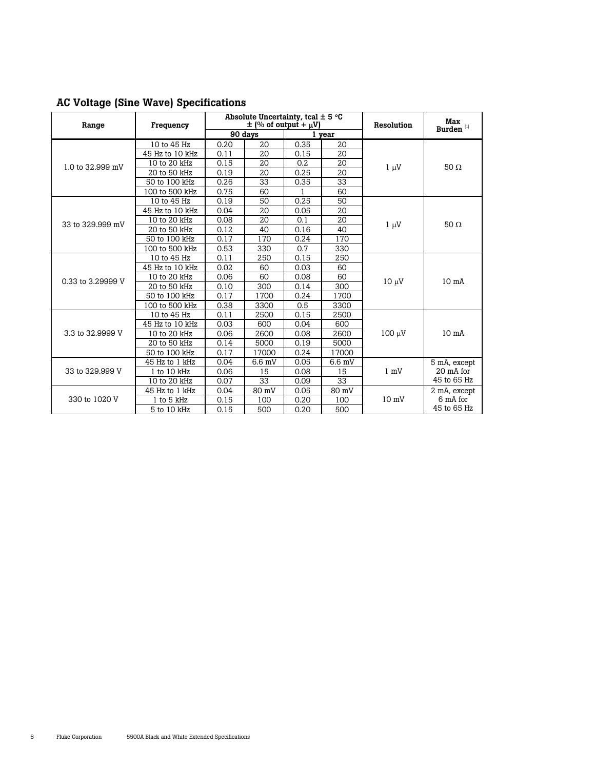## AC Voltage (Sine Wave) Specifications

| Range | Frequency | Absolute Uncertainty, tcal ± 5 °C ± (% of output + μV) | | | | Resolution | Max Burden [1] |
|---|---|---|---|---|---|---|---|
| | | 90 days | | 1 year | | | |
| 1.0 to 32.999 mV | 10 to 45 Hz | 0.20 | 20 | 0.35 | 20 | 1 μV | 50 Ω |
| | 45 Hz to 10 kHz | 0.11 | 20 | 0.15 | 20 | | |
| | 10 to 20 kHz | 0.15 | 20 | 0.2 | 20 | | |
| | 20 to 50 kHz | 0.19 | 20 | 0.25 | 20 | | |
| | 50 to 100 kHz | 0.26 | 33 | 0.35 | 33 | | |
| | 100 to 500 kHz | 0.75 | 60 | 1 | 60 | | |
| 33 to 329.999 mV | 10 to 45 Hz | 0.19 | 50 | 0.25 | 50 | 1 μV | 50 Ω |
| | 45 Hz to 10 kHz | 0.04 | 20 | 0.05 | 20 | | |
| | 10 to 20 kHz | 0.08 | 20 | 0.1 | 20 | | |
| | 20 to 50 kHz | 0.12 | 40 | 0.16 | 40 | | |
| | 50 to 100 kHz | 0.17 | 170 | 0.24 | 170 | | |
| | 100 to 500 kHz | 0.53 | 330 | 0.7 | 330 | | |
| 0.33 to 3.29999 V | 10 to 45 Hz | 0.11 | 250 | 0.15 | 250 | 10 μV | 10 mA |
| | 45 Hz to 10 kHz | 0.02 | 60 | 0.03 | 60 | | |
| | 10 to 20 kHz | 0.06 | 60 | 0.08 | 60 | | |
| | 20 to 50 kHz | 0.10 | 300 | 0.14 | 300 | | |
| | 50 to 100 kHz | 0.17 | 1700 | 0.24 | 1700 | | |
| | 100 to 500 kHz | 0.38 | 3300 | 0.5 | 3300 | | |
| 3.3 to 32.9999 V | 10 to 45 Hz | 0.11 | 2500 | 0.15 | 2500 | 100 μV | 10 mA |
| | 45 Hz to 10 kHz | 0.03 | 600 | 0.04 | 600 | | |
| | 10 to 20 kHz | 0.06 | 2600 | 0.08 | 2600 | | |
| | 20 to 50 kHz | 0.14 | 5000 | 0.19 | 5000 | | |
| | 50 to 100 kHz | 0.17 | 17000 | 0.24 | 17000 | | |
| 33 to 329.999 V | 45 Hz to 1 kHz | 0.04 | 6.6 mV | 0.05 | 6.6 mV | 1 mV | 5 mA, except 20 mA for 45 to 65 Hz |
| | 1 to 10 kHz | 0.06 | 15 | 0.08 | 15 | | |
| | 10 to 20 kHz | 0.07 | 33 | 0.09 | 33 | | |
| 330 to 1020 V | 45 Hz to 1 kHz | 0.04 | 80 mV | 0.05 | 80 mV | 10 mV | 2 mA, except 6 mA for 45 to 65 Hz |
| | 1 to 5 kHz | 0.15 | 100 | 0.20 | 100 | | |
| | 5 to 10 kHz | 0.15 | 500 | 0.20 | 500 | | |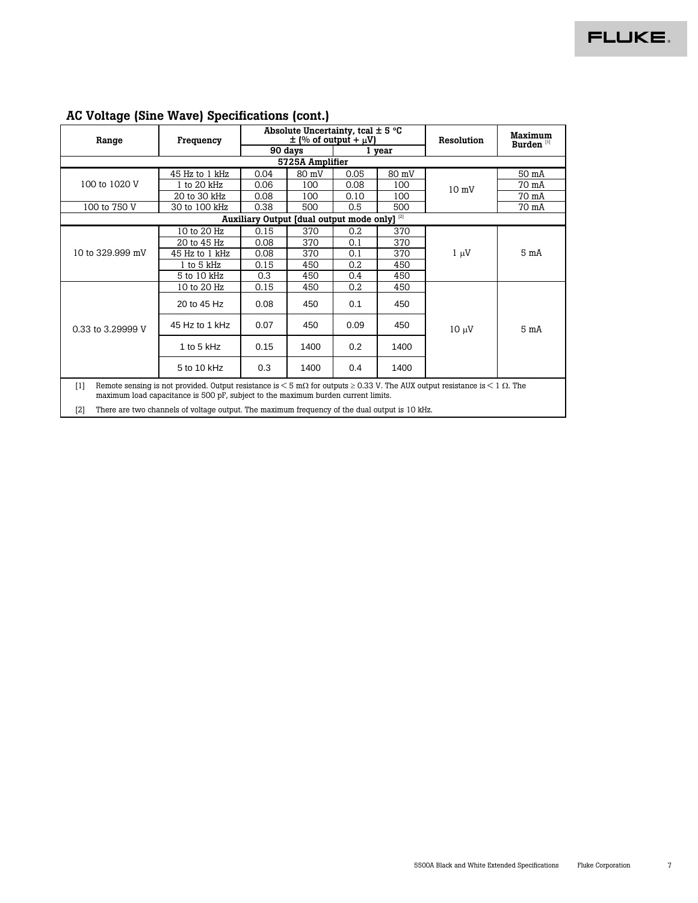## AC Voltage (Sine Wave) Specifications (cont.)

| Range | Frequency | Absolute Uncertainty, tcal ± 5 °C ± (% of output + μV) | | | | Resolution | Maximum Burden [1] |
|---|---|---|---|---|---|---|---|
| | | 90 days | | 1 year | | | |
| **5725A Amplifier** | | | | | | | |
| 100 to 1020 V | 45 Hz to 1 kHz | 0.04 | 80 mV | 0.05 | 80 mV | 10 mV | 50 mA |
| | 1 to 20 kHz | 0.06 | 100 | 0.08 | 100 | | 70 mA |
| | 20 to 30 kHz | 0.08 | 100 | 0.10 | 100 | | 70 mA |
| 100 to 750 V | 30 to 100 kHz | 0.38 | 500 | 0.5 | 500 | | 70 mA |
| **Auxiliary Output [dual output mode only]** [2] | | | | | | | |
| 10 to 329.999 mV | 10 to 20 Hz | 0.15 | 370 | 0.2 | 370 | 1 μV | 5 mA |
| | 20 to 45 Hz | 0.08 | 370 | 0.1 | 370 | | |
| | 45 Hz to 1 kHz | 0.08 | 370 | 0.1 | 370 | | |
| | 1 to 5 kHz | 0.15 | 450 | 0.2 | 450 | | |
| | 5 to 10 kHz | 0.3 | 450 | 0.4 | 450 | | |
| 0.33 to 3.29999 V | 10 to 20 Hz | 0.15 | 450 | 0.2 | 450 | 10 μV | 5 mA |
| | 20 to 45 Hz | 0.08 | 450 | 0.1 | 450 | | |
| | 45 Hz to 1 kHz | 0.07 | 450 | 0.09 | 450 | | |
| | 1 to 5 kHz | 0.15 | 1400 | 0.2 | 1400 | | |
| | 5 to 10 kHz | 0.3 | 1400 | 0.4 | 1400 | | |

[1] Remote sensing is not provided. Output resistance is < 5 mΩ for outputs ≥ 0.33 V. The AUX output resistance is < 1 Ω. The maximum load capacitance is 500 pF, subject to the maximum burden current limits.

[2] There are two channels of voltage output. The maximum frequency of the dual output is 10 kHz.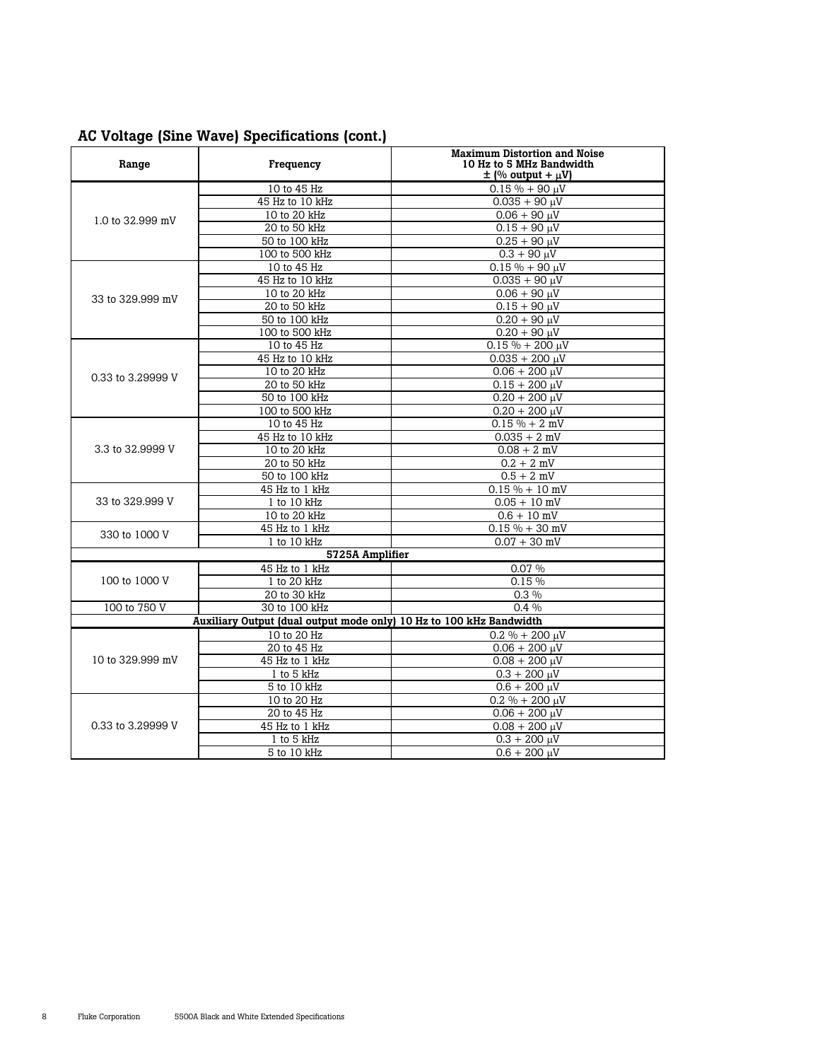## AC Voltage (Sine Wave) Specifications (cont.)

| Range | Frequency | Maximum Distortion and Noise 10 Hz to 5 MHz Bandwidth ± (% output + μV) |
|---|---|---|
| 1.0 to 32.999 mV | 10 to 45 Hz | 0.15 % + 90 μV |
| | 45 Hz to 10 kHz | 0.035 + 90 μV |
| | 10 to 20 kHz | 0.06 + 90 μV |
| | 20 to 50 kHz | 0.15 + 90 μV |
| | 50 to 100 kHz | 0.25 + 90 μV |
| | 100 to 500 kHz | 0.3 + 90 μV |
| 33 to 329.999 mV | 10 to 45 Hz | 0.15 % + 90 μV |
| | 45 Hz to 10 kHz | 0.035 + 90 μV |
| | 10 to 20 kHz | 0.06 + 90 μV |
| | 20 to 50 kHz | 0.15 + 90 μV |
| | 50 to 100 kHz | 0.20 + 90 μV |
| | 100 to 500 kHz | 0.20 + 90 μV |
| 0.33 to 3.29999 V | 10 to 45 Hz | 0.15 % + 200 μV |
| | 45 Hz to 10 kHz | 0.035 + 200 μV |
| | 10 to 20 kHz | 0.06 + 200 μV |
| | 20 to 50 kHz | 0.15 + 200 μV |
| | 50 to 100 kHz | 0.20 + 200 μV |
| | 100 to 500 kHz | 0.20 + 200 μV |
| 3.3 to 32.9999 V | 10 to 45 Hz | 0.15 % + 2 mV |
| | 45 Hz to 10 kHz | 0.035 + 2 mV |
| | 10 to 20 kHz | 0.08 + 2 mV |
| | 20 to 50 kHz | 0.2 + 2 mV |
| | 50 to 100 kHz | 0.5 + 2 mV |
| 33 to 329.999 V | 45 Hz to 1 kHz | 0.15 % + 10 mV |
| | 1 to 10 kHz | 0.05 + 10 mV |
| | 10 to 20 kHz | 0.6 + 10 mV |
| 330 to 1000 V | 45 Hz to 1 kHz | 0.15 % + 30 mV |
| | 1 to 10 kHz | 0.07 + 30 mV |
| **5725A Amplifier** | | |
| 100 to 1000 V | 45 Hz to 1 kHz | 0.07 % |
| | 1 to 20 kHz | 0.15 % |
| | 20 to 30 kHz | 0.3 % |
| 100 to 750 V | 30 to 100 kHz | 0.4 % |
| **Auxiliary Output (dual output mode only) 10 Hz to 100 kHz Bandwidth** | | |
| 10 to 329.999 mV | 10 to 20 Hz | 0.2 % + 200 μV |
| | 20 to 45 Hz | 0.06 + 200 μV |
| | 45 Hz to 1 kHz | 0.08 + 200 μV |
| | 1 to 5 kHz | 0.3 + 200 μV |
| | 5 to 10 kHz | 0.6 + 200 μV |
| 0.33 to 3.29999 V | 10 to 20 Hz | 0.2 % + 200 μV |
| | 20 to 45 Hz | 0.06 + 200 μV |
| | 45 Hz to 1 kHz | 0.08 + 200 μV |
| | 1 to 5 kHz | 0.3 + 200 μV |
| | 5 to 10 kHz | 0.6 + 200 μV |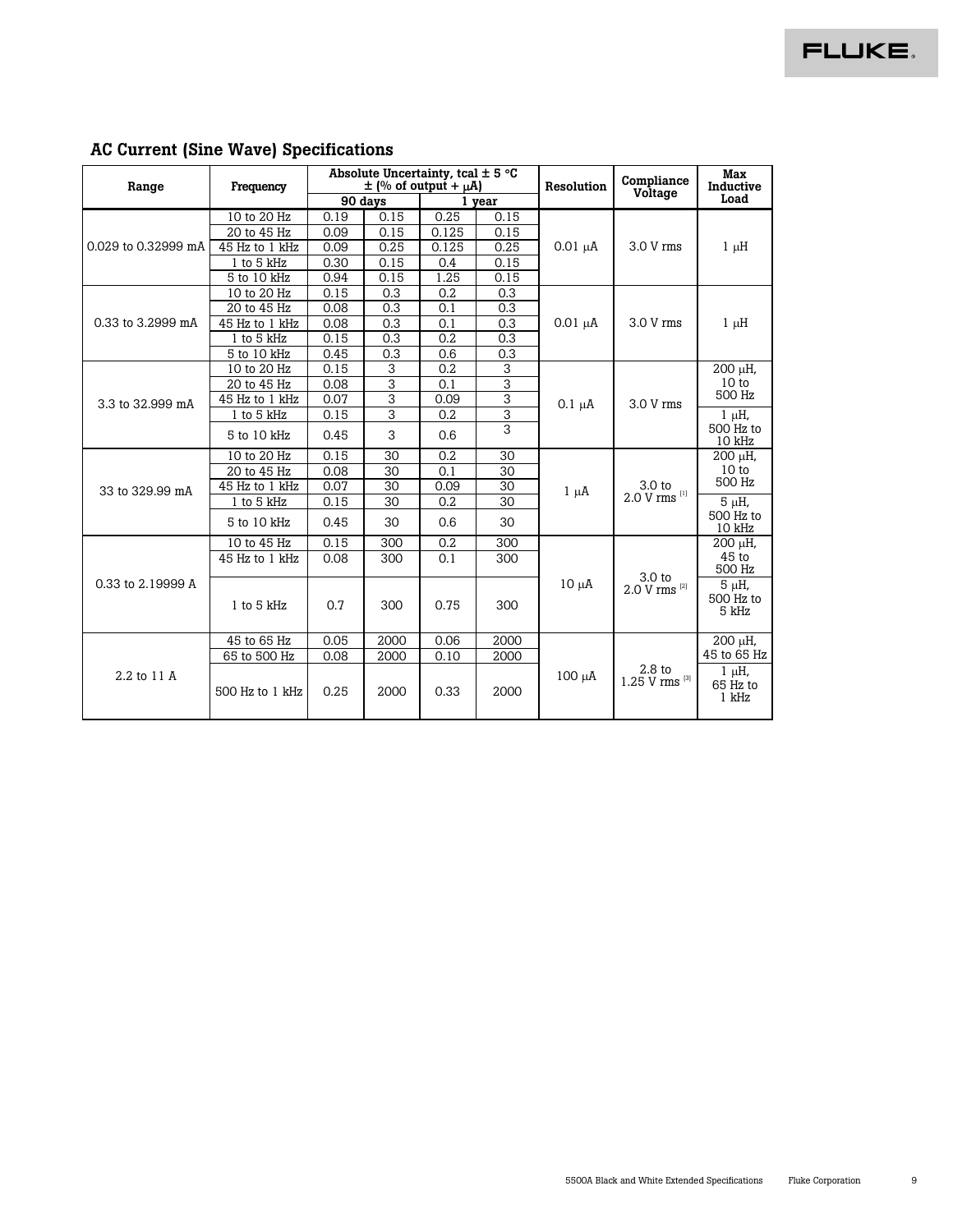## AC Current (Sine Wave) Specifications

| Range | Frequency | Absolute Uncertainty, tcal ± 5 °C ± (% of output + μA) | | | | Resolution | Compliance Voltage | Max Inductive Load |
|---|---|---|---|---|---|---|---|---|
| | | 90 days | | 1 year | | | | |
| 0.029 to 0.32999 mA | 10 to 20 Hz | 0.19 | 0.15 | 0.25 | 0.15 | 0.01 μA | 3.0 V rms | 1 μH |
| | 20 to 45 Hz | 0.09 | 0.15 | 0.125 | 0.15 | | | |
| | 45 Hz to 1 kHz | 0.09 | 0.25 | 0.125 | 0.25 | | | |
| | 1 to 5 kHz | 0.30 | 0.15 | 0.4 | 0.15 | | | |
| | 5 to 10 kHz | 0.94 | 0.15 | 1.25 | 0.15 | | | |
| 0.33 to 3.2999 mA | 10 to 20 Hz | 0.15 | 0.3 | 0.2 | 0.3 | 0.01 μA | 3.0 V rms | 1 μH |
| | 20 to 45 Hz | 0.08 | 0.3 | 0.1 | 0.3 | | | |
| | 45 Hz to 1 kHz | 0.08 | 0.3 | 0.1 | 0.3 | | | |
| | 1 to 5 kHz | 0.15 | 0.3 | 0.2 | 0.3 | | | |
| | 5 to 10 kHz | 0.45 | 0.3 | 0.6 | 0.3 | | | |
| 3.3 to 32.999 mA | 10 to 20 Hz | 0.15 | 3 | 0.2 | 3 | 0.1 μA | 3.0 V rms | 200 μH, 10 to 500 Hz |
| | 20 to 45 Hz | 0.08 | 3 | 0.1 | 3 | | | |
| | 45 Hz to 1 kHz | 0.07 | 3 | 0.09 | 3 | | | |
| | 1 to 5 kHz | 0.15 | 3 | 0.2 | 3 | | | 1 μH, 500 Hz to 10 kHz |
| | 5 to 10 kHz | 0.45 | 3 | 0.6 | 3 | | | |
| 33 to 329.99 mA | 10 to 20 Hz | 0.15 | 30 | 0.2 | 30 | 1 μA | 3.0 to 2.0 V rms [1] | 200 μH, 10 to 500 Hz |
| | 20 to 45 Hz | 0.08 | 30 | 0.1 | 30 | | | |
| | 45 Hz to 1 kHz | 0.07 | 30 | 0.09 | 30 | | | |
| | 1 to 5 kHz | 0.15 | 30 | 0.2 | 30 | | | 5 μH, 500 Hz to 10 kHz |
| | 5 to 10 kHz | 0.45 | 30 | 0.6 | 30 | | | |
| 0.33 to 2.19999 A | 10 to 45 Hz | 0.15 | 300 | 0.2 | 300 | 10 μA | 3.0 to 2.0 V rms [2] | 200 μH, 45 to 500 Hz |
| | 45 Hz to 1 kHz | 0.08 | 300 | 0.1 | 300 | | | |
| | 1 to 5 kHz | 0.7 | 300 | 0.75 | 300 | | | 5 μH, 500 Hz to 5 kHz |
| 2.2 to 11 A | 45 to 65 Hz | 0.05 | 2000 | 0.06 | 2000 | 100 μA | 2.8 to 1.25 V rms [3] | 200 μH, 45 to 65 Hz |
| | 65 to 500 Hz | 0.08 | 2000 | 0.10 | 2000 | | | 1 μH, 65 Hz to 1 kHz |
| | 500 Hz to 1 kHz | 0.25 | 2000 | 0.33 | 2000 | | | |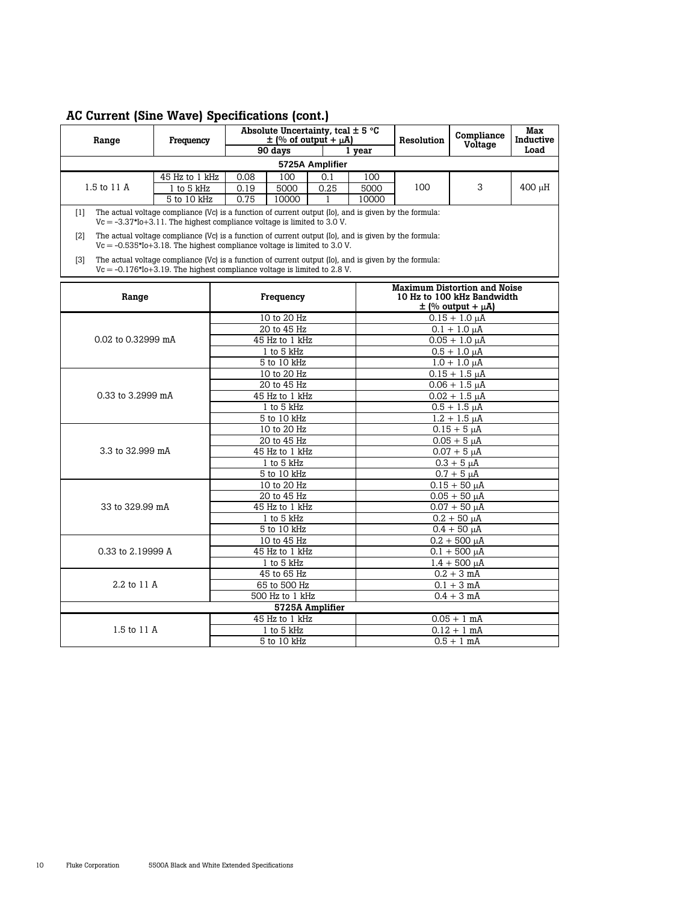## AC Current (Sine Wave) Specifications (cont.)

| Range | Frequency | Absolute Uncertainty, tcal ± 5 °C ± (% of output + μA) | | | | Resolution | Compliance Voltage | Max Inductive Load |
|---|---|---|---|---|---|---|---|---|
| | | 90 days | | 1 year | | | | |
| **5725A Amplifier** | | | | | | | | |
| 1.5 to 11 A | 45 Hz to 1 kHz | 0.08 | 100 | 0.1 | 100 | 100 | 3 | 400 μH |
| | 1 to 5 kHz | 0.19 | 5000 | 0.25 | 5000 | | | |
| | 5 to 10 kHz | 0.75 | 10000 | 1 | 10000 | | | |

[1] The actual voltage compliance (Vc) is a function of current output (Io), and is given by the formula: Vc = -3.37*Io+3.11. The highest compliance voltage is limited to 3.0 V.

[2] The actual voltage compliance (Vc) is a function of current output (Io), and is given by the formula: Vc = -0.535*Io+3.18. The highest compliance voltage is limited to 3.0 V.

[3] The actual voltage compliance (Vc) is a function of current output (Io), and is given by the formula: Vc = -0.176*Io+3.19. The highest compliance voltage is limited to 2.8 V.

| Range | Frequency | Maximum Distortion and Noise 10 Hz to 100 kHz Bandwidth ± (% output + μA) |
|---|---|---|
| 0.02 to 0.32999 mA | 10 to 20 Hz | 0.15 + 1.0 μA |
| | 20 to 45 Hz | 0.1 + 1.0 μA |
| | 45 Hz to 1 kHz | 0.05 + 1.0 μA |
| | 1 to 5 kHz | 0.5 + 1.0 μA |
| | 5 to 10 kHz | 1.0 + 1.0 μA |
| 0.33 to 3.2999 mA | 10 to 20 Hz | 0.15 + 1.5 μA |
| | 20 to 45 Hz | 0.06 + 1.5 μA |
| | 45 Hz to 1 kHz | 0.02 + 1.5 μA |
| | 1 to 5 kHz | 0.5 + 1.5 μA |
| | 5 to 10 kHz | 1.2 + 1.5 μA |
| 3.3 to 32.999 mA | 10 to 20 Hz | 0.15 + 5 μA |
| | 20 to 45 Hz | 0.05 + 5 μA |
| | 45 Hz to 1 kHz | 0.07 + 5 μA |
| | 1 to 5 kHz | 0.3 + 5 μA |
| | 5 to 10 kHz | 0.7 + 5 μA |
| 33 to 329.99 mA | 10 to 20 Hz | 0.15 + 50 μA |
| | 20 to 45 Hz | 0.05 + 50 μA |
| | 45 Hz to 1 kHz | 0.07 + 50 μA |
| | 1 to 5 kHz | 0.2 + 50 μA |
| | 5 to 10 kHz | 0.4 + 50 μA |
| 0.33 to 2.19999 A | 10 to 45 Hz | 0.2 + 500 μA |
| | 45 Hz to 1 kHz | 0.1 + 500 μA |
| | 1 to 5 kHz | 1.4 + 500 μA |
| 2.2 to 11 A | 45 to 65 Hz | 0.2 + 3 mA |
| | 65 to 500 Hz | 0.1 + 3 mA |
| | 500 Hz to 1 kHz | 0.4 + 3 mA |
| **5725A Amplifier** | | |
| 1.5 to 11 A | 45 Hz to 1 kHz | 0.05 + 1 mA |
| | 1 to 5 kHz | 0.12 + 1 mA |
| | 5 to 10 kHz | 0.5 + 1 mA |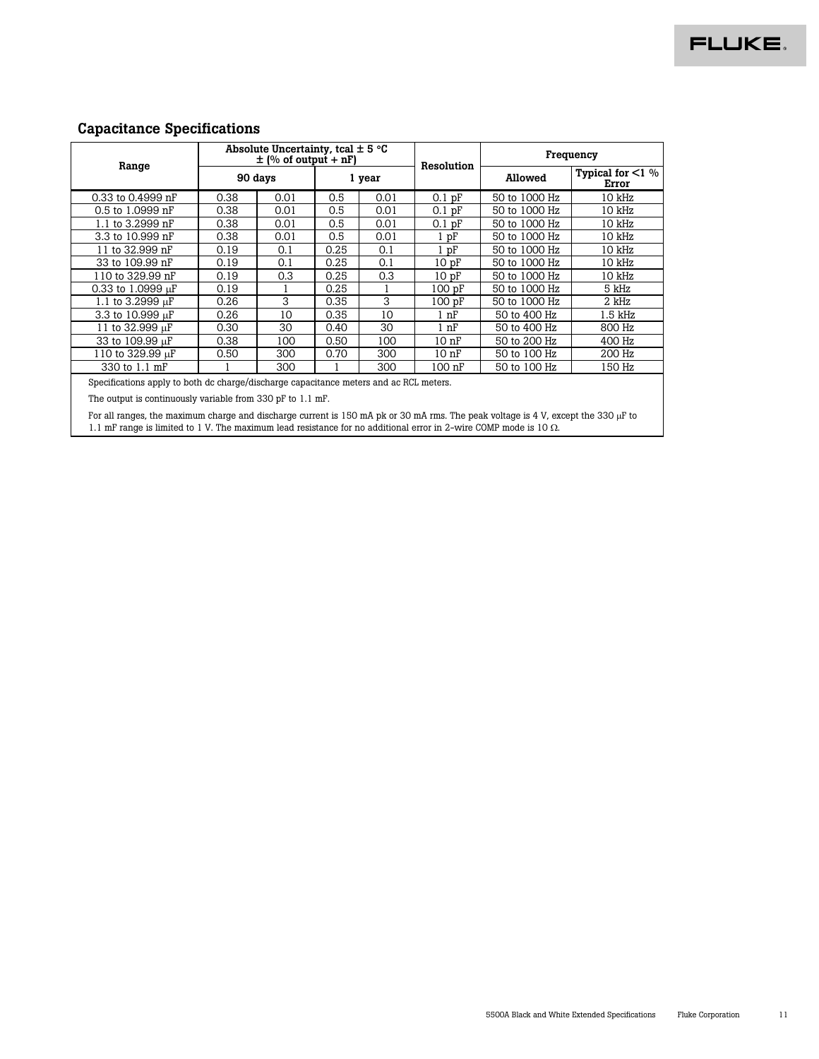## Capacitance Specifications

| Range | Absolute Uncertainty, tcal ± 5 °C ± (% of output + nF) | | | | Resolution | Frequency | |
|---|---|---|---|---|---|---|---|
| | 90 days | | 1 year | | | Allowed | Typical for <1 % Error |
| 0.33 to 0.4999 nF | 0.38 | 0.01 | 0.5 | 0.01 | 0.1 pF | 50 to 1000 Hz | 10 kHz |
| 0.5 to 1.0999 nF | 0.38 | 0.01 | 0.5 | 0.01 | 0.1 pF | 50 to 1000 Hz | 10 kHz |
| 1.1 to 3.2999 nF | 0.38 | 0.01 | 0.5 | 0.01 | 0.1 pF | 50 to 1000 Hz | 10 kHz |
| 3.3 to 10.999 nF | 0.38 | 0.01 | 0.5 | 0.01 | 1 pF | 50 to 1000 Hz | 10 kHz |
| 11 to 32.999 nF | 0.19 | 0.1 | 0.25 | 0.1 | 1 pF | 50 to 1000 Hz | 10 kHz |
| 33 to 109.99 nF | 0.19 | 0.1 | 0.25 | 0.1 | 10 pF | 50 to 1000 Hz | 10 kHz |
| 110 to 329.99 nF | 0.19 | 0.3 | 0.25 | 0.3 | 10 pF | 50 to 1000 Hz | 10 kHz |
| 0.33 to 1.0999 μF | 0.19 | 1 | 0.25 | 1 | 100 pF | 50 to 1000 Hz | 5 kHz |
| 1.1 to 3.2999 μF | 0.26 | 3 | 0.35 | 3 | 100 pF | 50 to 1000 Hz | 2 kHz |
| 3.3 to 10.999 μF | 0.26 | 10 | 0.35 | 10 | 1 nF | 50 to 400 Hz | 1.5 kHz |
| 11 to 32.999 μF | 0.30 | 30 | 0.40 | 30 | 1 nF | 50 to 400 Hz | 800 Hz |
| 33 to 109.99 μF | 0.38 | 100 | 0.50 | 100 | 10 nF | 50 to 200 Hz | 400 Hz |
| 110 to 329.99 μF | 0.50 | 300 | 0.70 | 300 | 10 nF | 50 to 100 Hz | 200 Hz |
| 330 to 1.1 mF | 1 | 300 | 1 | 300 | 100 nF | 50 to 100 Hz | 150 Hz |

Specifications apply to both dc charge/discharge capacitance meters and ac RCL meters.

The output is continuously variable from 330 pF to 1.1 mF.

For all ranges, the maximum charge and discharge current is 150 mA pk or 30 mA rms. The peak voltage is 4 V, except the 330 μF to 1.1 mF range is limited to 1 V. The maximum lead resistance for no additional error in 2-wire COMP mode is 10 Ω.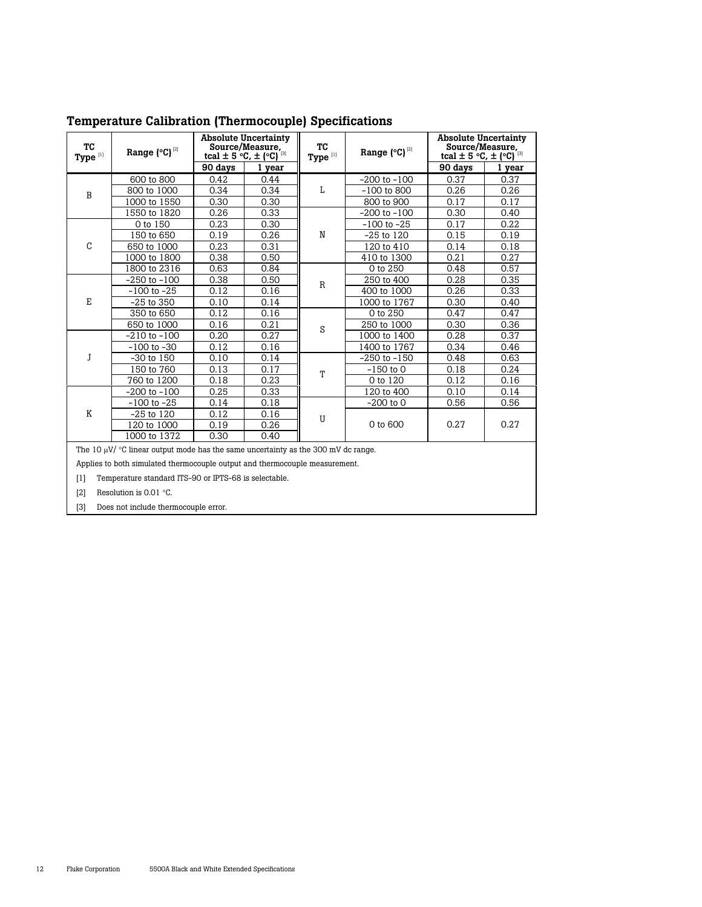## Temperature Calibration (Thermocouple) Specifications

| TC Type [1] | Range (°C) [2] | Absolute Uncertainty Source/Measure, tcal ± 5 °C, ± (°C) [3] | | TC Type [1] | Range (°C) [2] | Absolute Uncertainty Source/Measure, tcal ± 5 °C, ± (°C) [3] | |
|---|---|---|---|---|---|---|---|
| | | 90 days | 1 year | | | 90 days | 1 year |
| B | 600 to 800 | 0.42 | 0.44 | L | -200 to -100 | 0.37 | 0.37 |
| | 800 to 1000 | 0.34 | 0.34 | | -100 to 800 | 0.26 | 0.26 |
| | 1000 to 1550 | 0.30 | 0.30 | | 800 to 900 | 0.17 | 0.17 |
| | 1550 to 1820 | 0.26 | 0.33 | N | -200 to -100 | 0.30 | 0.40 |
| C | 0 to 150 | 0.23 | 0.30 | | -100 to -25 | 0.17 | 0.22 |
| | 150 to 650 | 0.19 | 0.26 | | -25 to 120 | 0.15 | 0.19 |
| | 650 to 1000 | 0.23 | 0.31 | | 120 to 410 | 0.14 | 0.18 |
| | 1000 to 1800 | 0.38 | 0.50 | | 410 to 1300 | 0.21 | 0.27 |
| | 1800 to 2316 | 0.63 | 0.84 | R | 0 to 250 | 0.48 | 0.57 |
| E | -250 to -100 | 0.38 | 0.50 | | 250 to 400 | 0.28 | 0.35 |
| | -100 to -25 | 0.12 | 0.16 | | 400 to 1000 | 0.26 | 0.33 |
| | -25 to 350 | 0.10 | 0.14 | | 1000 to 1767 | 0.30 | 0.40 |
| | 350 to 650 | 0.12 | 0.16 | S | 0 to 250 | 0.47 | 0.47 |
| | 650 to 1000 | 0.16 | 0.21 | | 250 to 1000 | 0.30 | 0.36 |
| J | -210 to -100 | 0.20 | 0.27 | | 1000 to 1400 | 0.28 | 0.37 |
| | -100 to -30 | 0.12 | 0.16 | | 1400 to 1767 | 0.34 | 0.46 |
| | -30 to 150 | 0.10 | 0.14 | T | -250 to -150 | 0.48 | 0.63 |
| | 150 to 760 | 0.13 | 0.17 | | -150 to 0 | 0.18 | 0.24 |
| | 760 to 1200 | 0.18 | 0.23 | | 0 to 120 | 0.12 | 0.16 |
| K | -200 to -100 | 0.25 | 0.33 | | 120 to 400 | 0.10 | 0.14 |
| | -100 to -25 | 0.14 | 0.18 | U | -200 to 0 | 0.56 | 0.56 |
| | -25 to 120 | 0.12 | 0.16 | | 0 to 600 | 0.27 | 0.27 |
| | 120 to 1000 | 0.19 | 0.26 | | | | |
| | 1000 to 1372 | 0.30 | 0.40 | | | | |

The 10 μV/ °C linear output mode has the same uncertainty as the 300 mV dc range.

Applies to both simulated thermocouple output and thermocouple measurement.

[1] Temperature standard ITS-90 or IPTS-68 is selectable.

[2] Resolution is 0.01 °C.

[3] Does not include thermocouple error.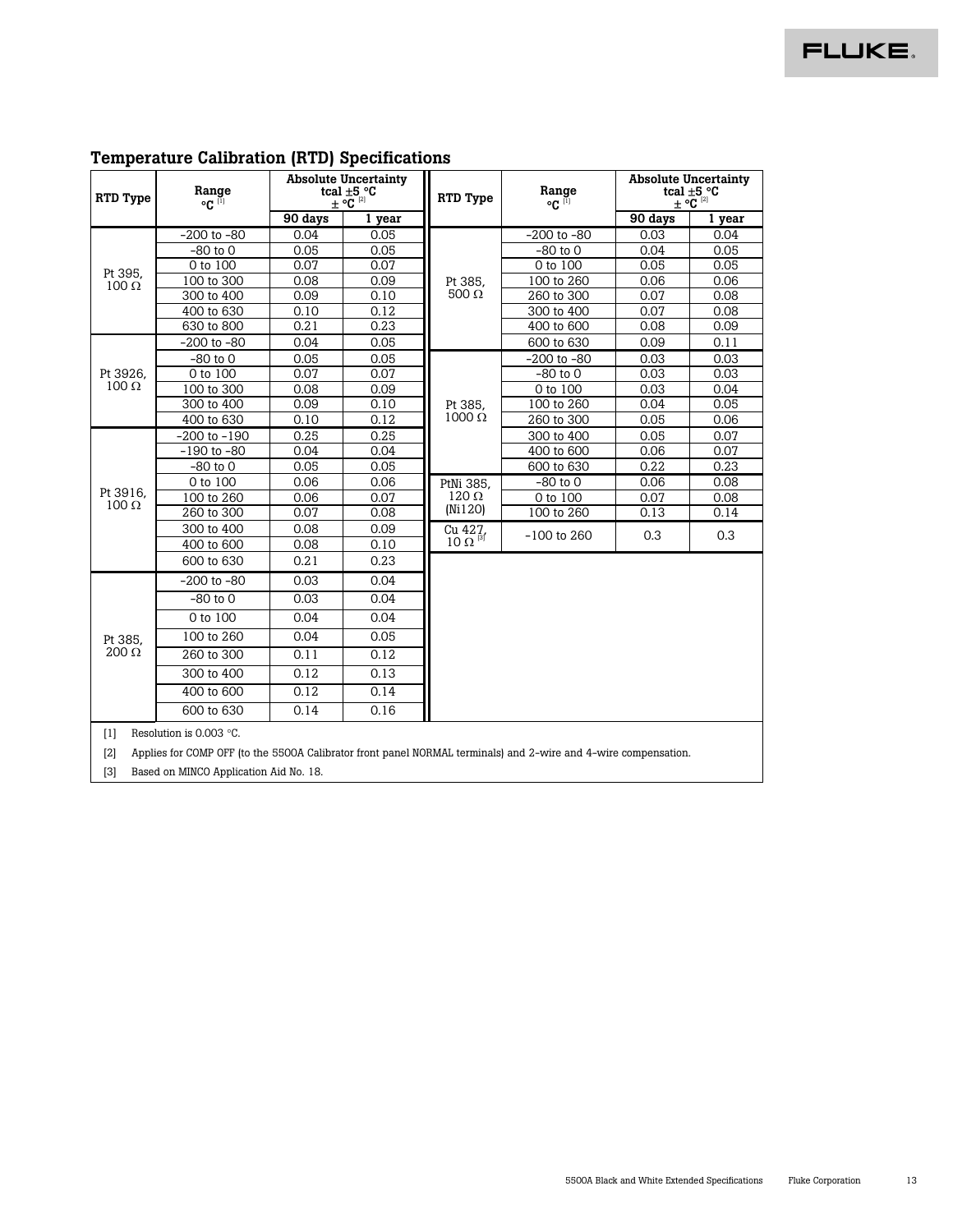## Temperature Calibration (RTD) Specifications

| RTD Type | Range °C [1] | Absolute Uncertainty tcal ±5 °C ± °C [2] | |
|---|---|---|---|
| | | 90 days | 1 year |
| Pt 395, 100 Ω | -200 to -80 | 0.04 | 0.05 |
| | -80 to 0 | 0.05 | 0.05 |
| | 0 to 100 | 0.07 | 0.07 |
| | 100 to 300 | 0.08 | 0.09 |
| | 300 to 400 | 0.09 | 0.10 |
| | 400 to 630 | 0.10 | 0.12 |
| | 630 to 800 | 0.21 | 0.23 |
| Pt 3926, 100 Ω | -200 to -80 | 0.04 | 0.05 |
| | -80 to 0 | 0.05 | 0.05 |
| | 0 to 100 | 0.07 | 0.07 |
| | 100 to 300 | 0.08 | 0.09 |
| | 300 to 400 | 0.09 | 0.10 |
| | 400 to 630 | 0.10 | 0.12 |
| Pt 3916, 100 Ω | -200 to -190 | 0.25 | 0.25 |
| | -190 to -80 | 0.04 | 0.04 |
| | -80 to 0 | 0.05 | 0.05 |
| | 0 to 100 | 0.06 | 0.06 |
| | 100 to 260 | 0.06 | 0.07 |
| | 260 to 300 | 0.07 | 0.08 |
| | 300 to 400 | 0.08 | 0.09 |
| | 400 to 600 | 0.08 | 0.10 |
| | 600 to 630 | 0.21 | 0.23 |
| Pt 385, 200 Ω | -200 to -80 | 0.03 | 0.04 |
| | -80 to 0 | 0.03 | 0.04 |
| | 0 to 100 | 0.04 | 0.04 |
| | 100 to 260 | 0.04 | 0.05 |
| | 260 to 300 | 0.11 | 0.12 |
| | 300 to 400 | 0.12 | 0.13 |
| | 400 to 600 | 0.12 | 0.14 |
| | 600 to 630 | 0.14 | 0.16 |
| Pt 385, 500 Ω | -200 to -80 | 0.03 | 0.04 |
| | -80 to 0 | 0.04 | 0.05 |
| | 0 to 100 | 0.05 | 0.05 |
| | 100 to 260 | 0.06 | 0.06 |
| | 260 to 300 | 0.07 | 0.08 |
| | 300 to 400 | 0.07 | 0.08 |
| | 400 to 600 | 0.08 | 0.09 |
| | 600 to 630 | 0.09 | 0.11 |
| Pt 385, 1000 Ω | -200 to -80 | 0.03 | 0.03 |
| | -80 to 0 | 0.03 | 0.03 |
| | 0 to 100 | 0.03 | 0.04 |
| | 100 to 260 | 0.04 | 0.05 |
| | 260 to 300 | 0.05 | 0.06 |
| | 300 to 400 | 0.05 | 0.07 |
| | 400 to 600 | 0.06 | 0.07 |
| | 600 to 630 | 0.22 | 0.23 |
| PtNi 385, 120 Ω (Ni120) | -80 to 0 | 0.06 | 0.08 |
| | 0 to 100 | 0.07 | 0.08 |
| | 100 to 260 | 0.13 | 0.14 |
| Cu 427, 10 Ω [3] | -100 to 260 | 0.3 | 0.3 |

[1] Resolution is 0.003 °C.

[2] Applies for COMP OFF (to the 5500A Calibrator front panel NORMAL terminals) and 2-wire and 4-wire compensation.

[3] Based on MINCO Application Aid No. 18.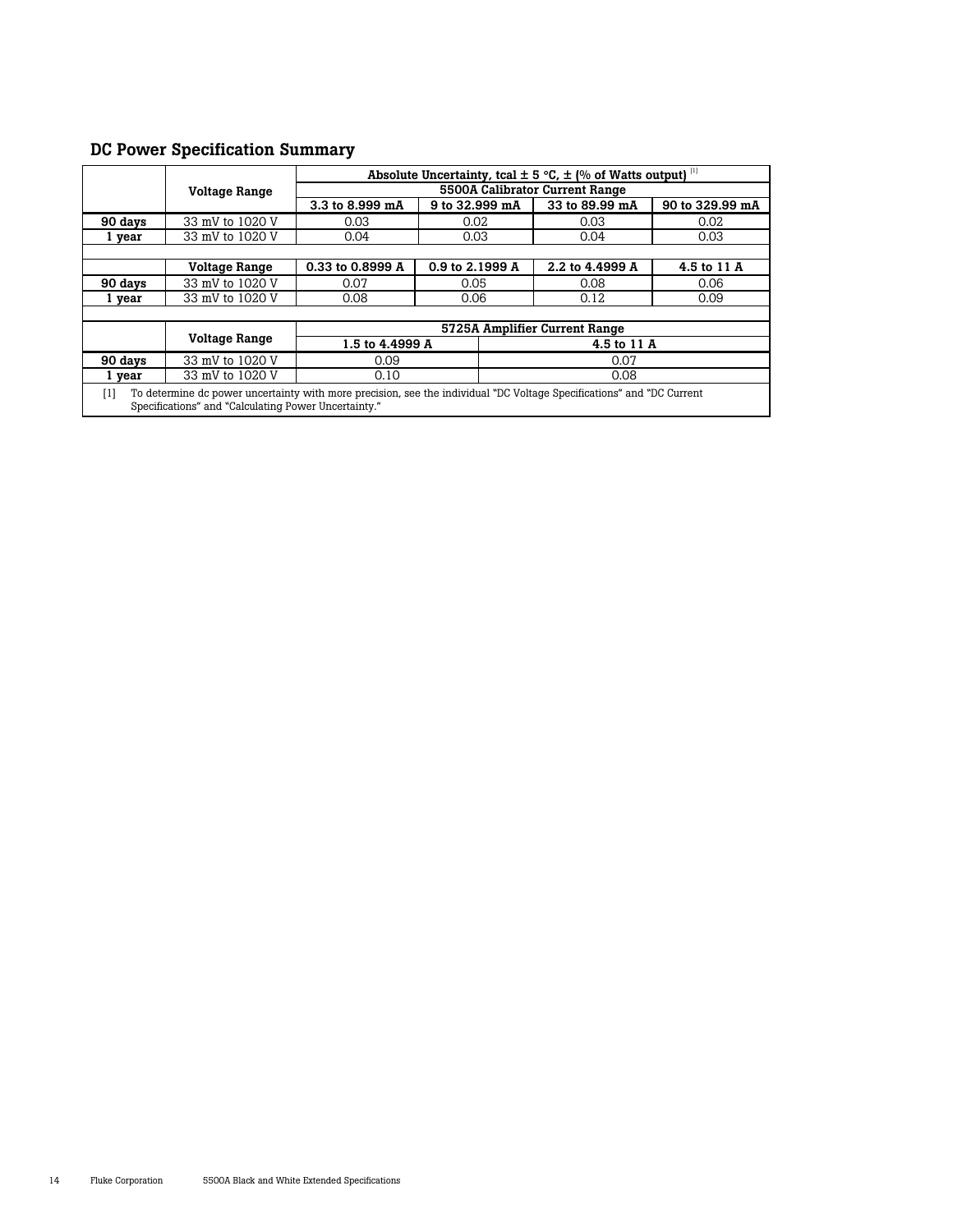## DC Power Specification Summary

| | Voltage Range | Absolute Uncertainty, tcal ± 5 °C, ± (% of Watts output) [1] | | | |
|---|---|---|---|---|---|
| | | 5500A Calibrator Current Range | | | |
| | | 3.3 to 8.999 mA | 9 to 32.999 mA | 33 to 89.99 mA | 90 to 329.99 mA |
| **90 days** | 33 mV to 1020 V | 0.03 | 0.02 | 0.03 | 0.02 |
| **1 year** | 33 mV to 1020 V | 0.04 | 0.03 | 0.04 | 0.03 |
| | **Voltage Range** | **0.33 to 0.8999 A** | **0.9 to 2.1999 A** | **2.2 to 4.4999 A** | **4.5 to 11 A** |
| **90 days** | 33 mV to 1020 V | 0.07 | 0.05 | 0.08 | 0.06 |
| **1 year** | 33 mV to 1020 V | 0.08 | 0.06 | 0.12 | 0.09 |
| | **Voltage Range** | **5725A Amplifier Current Range** | | | |
| | | **1.5 to 4.4999 A** | **4.5 to 11 A** | | |
| **90 days** | 33 mV to 1020 V | 0.09 | 0.07 | | |
| **1 year** | 33 mV to 1020 V | 0.10 | 0.08 | | |

[1] To determine dc power uncertainty with more precision, see the individual "DC Voltage Specifications" and "DC Current Specifications" and "Calculating Power Uncertainty."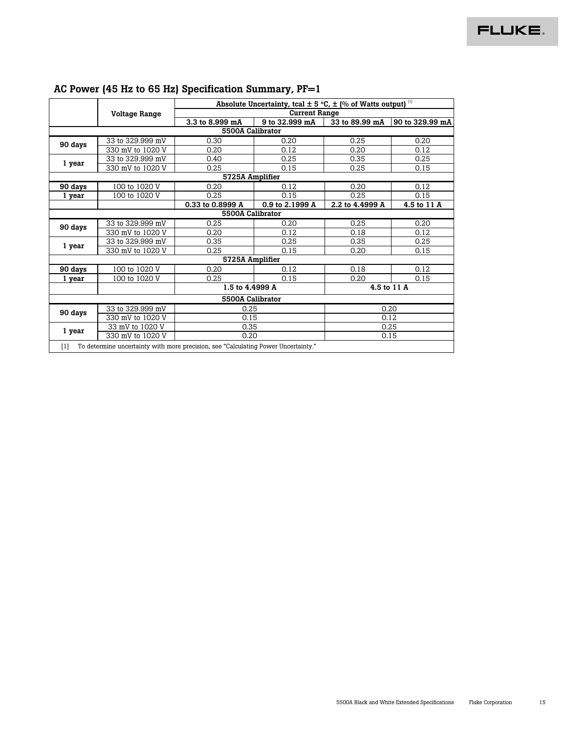## AC Power (45 Hz to 65 Hz) Specification Summary, PF=1

| | Voltage Range | Absolute Uncertainty, tcal ± 5 °C, ± (% of Watts output) [1] | | | |
|---|---|---|---|---|---|
| | | **Current Range** | | | |
| | | **3.3 to 8.999 mA** | **9 to 32.999 mA** | **33 to 89.99 mA** | **90 to 329.99 mA** |
| **5500A Calibrator** | | | | | |
| **90 days** | 33 to 329.999 mV | 0.30 | 0.20 | 0.25 | 0.20 |
| | 330 mV to 1020 V | 0.20 | 0.12 | 0.20 | 0.12 |
| **1 year** | 33 to 329.999 mV | 0.40 | 0.25 | 0.35 | 0.25 |
| | 330 mV to 1020 V | 0.25 | 0.15 | 0.25 | 0.15 |
| **5725A Amplifier** | | | | | |
| **90 days** | 100 to 1020 V | 0.20 | 0.12 | 0.20 | 0.12 |
| **1 year** | 100 to 1020 V | 0.25 | 0.15 | 0.25 | 0.15 |
| | | **0.33 to 0.8999 A** | **0.9 to 2.1999 A** | **2.2 to 4.4999 A** | **4.5 to 11 A** |
| **5500A Calibrator** | | | | | |
| **90 days** | 33 to 329.999 mV | 0.25 | 0.20 | 0.25 | 0.20 |
| | 330 mV to 1020 V | 0.20 | 0.12 | 0.18 | 0.12 |
| **1 year** | 33 to 329.999 mV | 0.35 | 0.25 | 0.35 | 0.25 |
| | 330 mV to 1020 V | 0.25 | 0.15 | 0.20 | 0.15 |
| **5725A Amplifier** | | | | | |
| **90 days** | 100 to 1020 V | 0.20 | 0.12 | 0.18 | 0.12 |
| **1 year** | 100 to 1020 V | 0.25 | 0.15 | 0.20 | 0.15 |
| | | **1.5 to 4.4999 A** | | **4.5 to 11 A** | |
| **5500A Calibrator** | | | | | |
| **90 days** | 33 to 329.999 mV | 0.25 | | 0.20 | |
| | 330 mV to 1020 V | 0.15 | | 0.12 | |
| **1 year** | 33 mV to 1020 V | 0.35 | | 0.25 | |
| | 330 mV to 1020 V | 0.20 | | 0.15 | |

[1] To determine uncertainty with more precision, see "Calculating Power Uncertainty."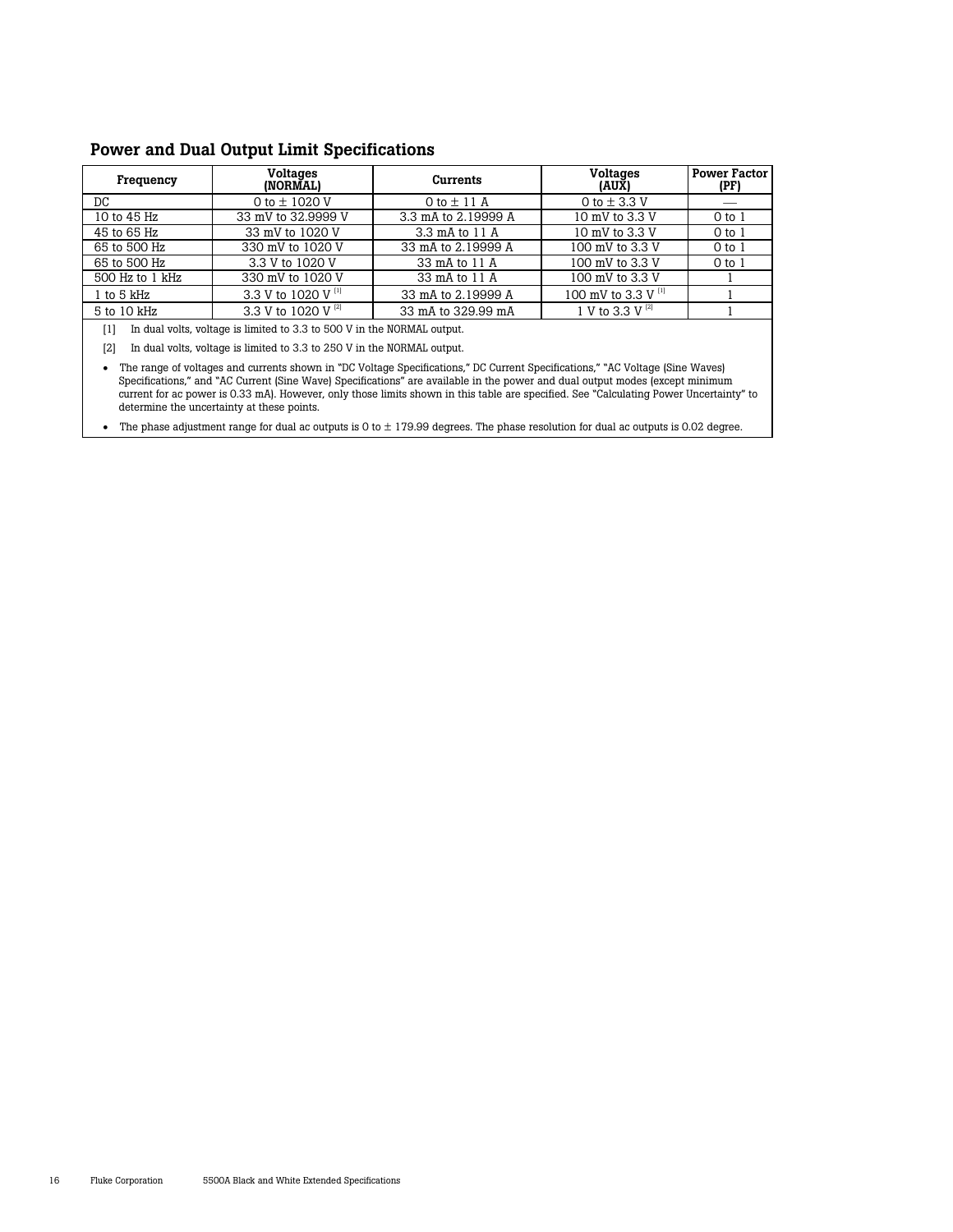## Power and Dual Output Limit Specifications

| Frequency | Voltages (NORMAL) | Currents | Voltages (AUX) | Power Factor (PF) |
|---|---|---|---|---|
| DC | 0 to ± 1020 V | 0 to ± 11 A | 0 to ± 3.3 V | — |
| 10 to 45 Hz | 33 mV to 32.9999 V | 3.3 mA to 2.19999 A | 10 mV to 3.3 V | 0 to 1 |
| 45 to 65 Hz | 33 mV to 1020 V | 3.3 mA to 11 A | 10 mV to 3.3 V | 0 to 1 |
| 65 to 500 Hz | 330 mV to 1020 V | 33 mA to 2.19999 A | 100 mV to 3.3 V | 0 to 1 |
| 65 to 500 Hz | 3.3 V to 1020 V | 33 mA to 11 A | 100 mV to 3.3 V | 0 to 1 |
| 500 Hz to 1 kHz | 330 mV to 1020 V | 33 mA to 11 A | 100 mV to 3.3 V | 1 |
| 1 to 5 kHz | 3.3 V to 1020 V [1] | 33 mA to 2.19999 A | 100 mV to 3.3 V [1] | 1 |
| 5 to 10 kHz | 3.3 V to 1020 V [2] | 33 mA to 329.99 mA | 1 V to 3.3 V [2] | 1 |

[1] In dual volts, voltage is limited to 3.3 to 500 V in the NORMAL output.

[2] In dual volts, voltage is limited to 3.3 to 250 V in the NORMAL output.

- The range of voltages and currents shown in "DC Voltage Specifications," DC Current Specifications," "AC Voltage (Sine Waves) Specifications," and "AC Current (Sine Wave) Specifications" are available in the power and dual output modes (except minimum current for ac power is 0.33 mA). However, only those limits shown in this table are specified. See "Calculating Power Uncertainty" to determine the uncertainty at these points.
- The phase adjustment range for dual ac outputs is 0 to ± 179.99 degrees. The phase resolution for dual ac outputs is 0.02 degree.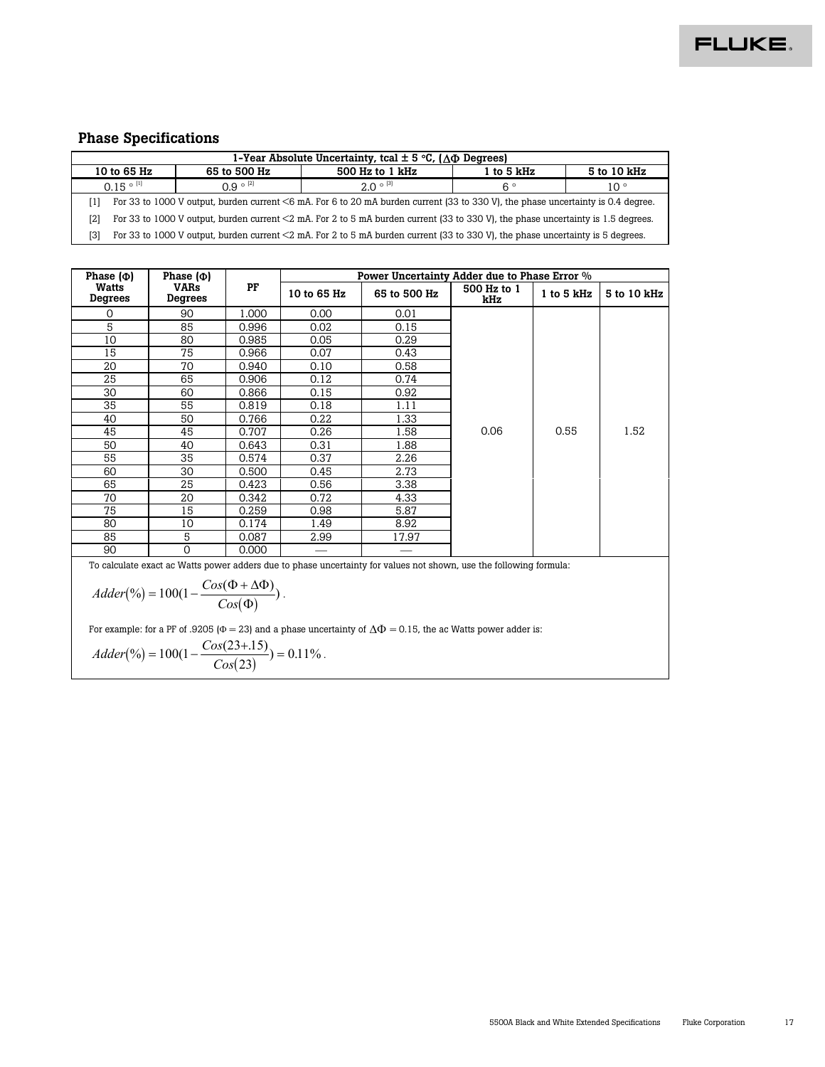## Phase Specifications

| 1-Year Absolute Uncertainty, tcal ± 5 °C, (ΔΦ Degrees) | | | | |
|---|---|---|---|---|
| 10 to 65 Hz | 65 to 500 Hz | 500 Hz to 1 kHz | 1 to 5 kHz | 5 to 10 kHz |
| 0.15 ° [1] | 0.9 ° [2] | 2.0 ° [3] | 6 ° | 10 ° |

[1] For 33 to 1000 V output, burden current <6 mA. For 6 to 20 mA burden current (33 to 330 V), the phase uncertainty is 0.4 degree.

[2] For 33 to 1000 V output, burden current <2 mA. For 2 to 5 mA burden current (33 to 330 V), the phase uncertainty is 1.5 degrees.

[3] For 33 to 1000 V output, burden current <2 mA. For 2 to 5 mA burden current (33 to 330 V), the phase uncertainty is 5 degrees.

| Phase (Φ) Watts Degrees | Phase (Φ) VARs Degrees | PF | Power Uncertainty Adder due to Phase Error % | | | | |
|---|---|---|---|---|---|---|---|
| | | | 10 to 65 Hz | 65 to 500 Hz | 500 Hz to 1 kHz | 1 to 5 kHz | 5 to 10 kHz |
| 0 | 90 | 1.000 | 0.00 | 0.01 | 0.06 | 0.55 | 1.52 |
| 5 | 85 | 0.996 | 0.02 | 0.15 | | | |
| 10 | 80 | 0.985 | 0.05 | 0.29 | | | |
| 15 | 75 | 0.966 | 0.07 | 0.43 | | | |
| 20 | 70 | 0.940 | 0.10 | 0.58 | | | |
| 25 | 65 | 0.906 | 0.12 | 0.74 | | | |
| 30 | 60 | 0.866 | 0.15 | 0.92 | | | |
| 35 | 55 | 0.819 | 0.18 | 1.11 | | | |
| 40 | 50 | 0.766 | 0.22 | 1.33 | | | |
| 45 | 45 | 0.707 | 0.26 | 1.58 | | | |
| 50 | 40 | 0.643 | 0.31 | 1.88 | | | |
| 55 | 35 | 0.574 | 0.37 | 2.26 | | | |
| 60 | 30 | 0.500 | 0.45 | 2.73 | | | |
| 65 | 25 | 0.423 | 0.56 | 3.38 | | | |
| 70 | 20 | 0.342 | 0.72 | 4.33 | | | |
| 75 | 15 | 0.259 | 0.98 | 5.87 | | | |
| 80 | 10 | 0.174 | 1.49 | 8.92 | | | |
| 85 | 5 | 0.087 | 2.99 | 17.97 | | | |
| 90 | 0 | 0.000 | — | — | | | |

To calculate exact ac Watts power adders due to phase uncertainty for values not shown, use the following formula:

$$Adder(\%) = 100\left(1 - \frac{Cos(\Phi + \Delta\Phi)}{Cos(\Phi)}\right).$$

For example: for a PF of .9205 ($\Phi = 23$) and a phase uncertainty of $\Delta\Phi = 0.15$, the ac Watts power adder is:

$$Adder(\%) = 100\left(1 - \frac{Cos(23 + .15)}{Cos(23)}\right) = 0.11\%.$$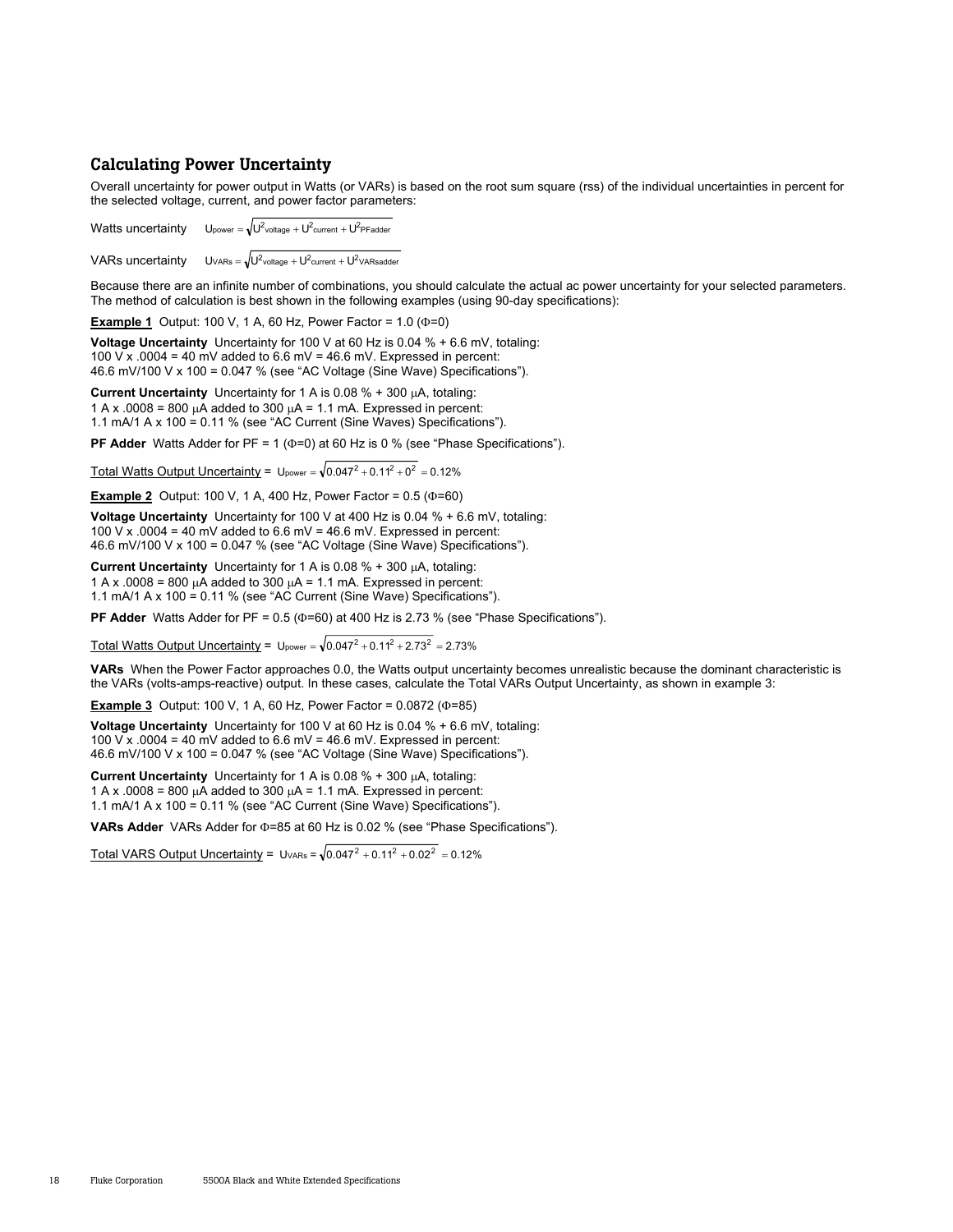## Calculating Power Uncertainty

Overall uncertainty for power output in Watts (or VARs) is based on the root sum square (rss) of the individual uncertainties in percent for the selected voltage, current, and power factor parameters:

Watts uncertainty $U_{power} = \sqrt{U^2_{voltage} + U^2_{current} + U^2_{PFadder}}$

VARs uncertainty $U_{VARs} = \sqrt{U^2_{voltage} + U^2_{current} + U^2_{VARsadder}}$

Because there are an infinite number of combinations, you should calculate the actual ac power uncertainty for your selected parameters. The method of calculation is best shown in the following examples (using 90-day specifications):

**Example 1** Output: 100 V, 1 A, 60 Hz, Power Factor = 1.0 ($\Phi$=0)

**Voltage Uncertainty** Uncertainty for 100 V at 60 Hz is 0.04 % + 6.6 mV, totaling:
100 V x .0004 = 40 mV added to 6.6 mV = 46.6 mV. Expressed in percent:
46.6 mV/100 V x 100 = 0.047 % (see "AC Voltage (Sine Wave) Specifications").

**Current Uncertainty** Uncertainty for 1 A is 0.08 % + 300 μA, totaling:
1 A x .0008 = 800 μA added to 300 μA = 1.1 mA. Expressed in percent:
1.1 mA/1 A x 100 = 0.11 % (see "AC Current (Sine Waves) Specifications").

**PF Adder** Watts Adder for PF = 1 ($\Phi$=0) at 60 Hz is 0 % (see "Phase Specifications").

Total Watts Output Uncertainty = $U_{power} = \sqrt{0.047^2 + 0.11^2 + 0^2} = 0.12\%$

**Example 2** Output: 100 V, 1 A, 400 Hz, Power Factor = 0.5 ($\Phi$=60)

**Voltage Uncertainty** Uncertainty for 100 V at 400 Hz is 0.04 % + 6.6 mV, totaling:
100 V x .0004 = 40 mV added to 6.6 mV = 46.6 mV. Expressed in percent:
46.6 mV/100 V x 100 = 0.047 % (see "AC Voltage (Sine Wave) Specifications").

**Current Uncertainty** Uncertainty for 1 A is 0.08 % + 300 μA, totaling:
1 A x .0008 = 800 μA added to 300 μA = 1.1 mA. Expressed in percent:
1.1 mA/1 A x 100 = 0.11 % (see "AC Current (Sine Wave) Specifications").

**PF Adder** Watts Adder for PF = 0.5 ($\Phi$=60) at 400 Hz is 2.73 % (see "Phase Specifications").

Total Watts Output Uncertainty = $U_{power} = \sqrt{0.047^2 + 0.11^2 + 2.73^2} = 2.73\%$

**VARs** When the Power Factor approaches 0.0, the Watts output uncertainty becomes unrealistic because the dominant characteristic is the VARs (volts-amps-reactive) output. In these cases, calculate the Total VARs Output Uncertainty, as shown in example 3:

**Example 3** Output: 100 V, 1 A, 60 Hz, Power Factor = 0.0872 ($\Phi$=85)

**Voltage Uncertainty** Uncertainty for 100 V at 60 Hz is 0.04 % + 6.6 mV, totaling:
100 V x .0004 = 40 mV added to 6.6 mV = 46.6 mV. Expressed in percent:
46.6 mV/100 V x 100 = 0.047 % (see "AC Voltage (Sine Wave) Specifications").

**Current Uncertainty** Uncertainty for 1 A is 0.08 % + 300 μA, totaling:
1 A x .0008 = 800 μA added to 300 μA = 1.1 mA. Expressed in percent:
1.1 mA/1 A x 100 = 0.11 % (see "AC Current (Sine Wave) Specifications").

**VARs Adder** VARs Adder for $\Phi$=85 at 60 Hz is 0.02 % (see "Phase Specifications").

Total VARS Output Uncertainty = $U_{VARs} = \sqrt{0.047^2 + 0.11^2 + 0.02^2} = 0.12\%$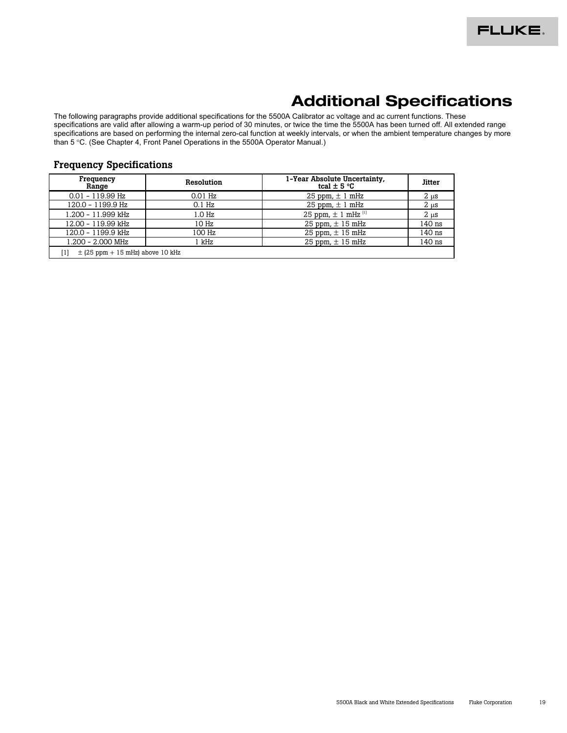# Additional Specifications

The following paragraphs provide additional specifications for the 5500A Calibrator ac voltage and ac current functions. These specifications are valid after allowing a warm-up period of 30 minutes, or twice the time the 5500A has been turned off. All extended range specifications are based on performing the internal zero-cal function at weekly intervals, or when the ambient temperature changes by more than 5 °C. (See Chapter 4, Front Panel Operations in the 5500A Operator Manual.)

## Frequency Specifications

| Frequency Range | Resolution | 1-Year Absolute Uncertainty, tcal ± 5 °C | Jitter |
|---|---|---|---|
| 0.01 - 119.99 Hz | 0.01 Hz | 25 ppm, ± 1 mHz | 2 μs |
| 120.0 - 1199.9 Hz | 0.1 Hz | 25 ppm, ± 1 mHz | 2 μs |
| 1.200 - 11.999 kHz | 1.0 Hz | 25 ppm, ± 1 mHz [1] | 2 μs |
| 12.00 - 119.99 kHz | 10 Hz | 25 ppm, ± 15 mHz | 140 ns |
| 120.0 - 1199.9 kHz | 100 Hz | 25 ppm, ± 15 mHz | 140 ns |
| 1.200 - 2.000 MHz | 1 kHz | 25 ppm, ± 15 mHz | 140 ns |

[1] ± (25 ppm + 15 mHz) above 10 kHz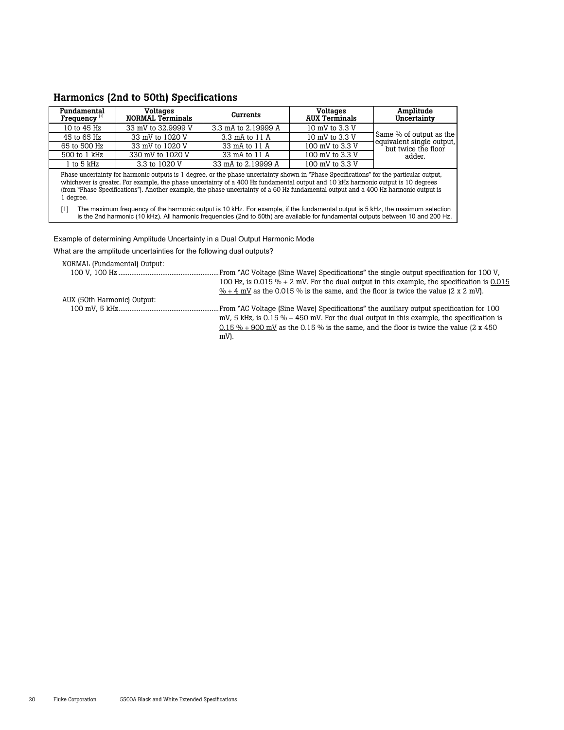## Harmonics (2nd to 50th) Specifications

| Fundamental Frequency [1] | Voltages NORMAL Terminals | Currents | Voltages AUX Terminals | Amplitude Uncertainty |
|---|---|---|---|---|
| 10 to 45 Hz | 33 mV to 32.9999 V | 3.3 mA to 2.19999 A | 10 mV to 3.3 V | Same % of output as the equivalent single output, but twice the floor adder. |
| 45 to 65 Hz | 33 mV to 1020 V | 3.3 mA to 11 A | 10 mV to 3.3 V | |
| 65 to 500 Hz | 33 mV to 1020 V | 33 mA to 11 A | 100 mV to 3.3 V | |
| 500 to 1 kHz | 330 mV to 1020 V | 33 mA to 11 A | 100 mV to 3.3 V | |
| 1 to 5 kHz | 3.3 to 1020 V | 33 mA to 2.19999 A | 100 mV to 3.3 V | |

Phase uncertainty for harmonic outputs is 1 degree, or the phase uncertainty shown in "Phase Specifications" for the particular output, whichever is greater. For example, the phase uncertainty of a 400 Hz fundamental output and 10 kHz harmonic output is 10 degrees (from "Phase Specifications"). Another example, the phase uncertainty of a 60 Hz fundamental output and a 400 Hz harmonic output is 1 degree.

[1] The maximum frequency of the harmonic output is 10 kHz. For example, if the fundamental output is 5 kHz, the maximum selection is the 2nd harmonic (10 kHz). All harmonic frequencies (2nd to 50th) are available for fundamental outputs between 10 and 200 Hz.

Example of determining Amplitude Uncertainty in a Dual Output Harmonic Mode

What are the amplitude uncertainties for the following dual outputs?

NORMAL (Fundamental) Output:

100 V, 100 Hz ...................................................... From "AC Voltage (Sine Wave) Specifications" the single output specification for 100 V, 100 Hz, is 0.015 % + 2 mV. For the dual output in this example, the specification is 0.015 % + 4 mV as the 0.015 % is the same, and the floor is twice the value (2 x 2 mV).

AUX (50th Harmonic) Output:

100 mV, 5 kHz...................................................... From "AC Voltage (Sine Wave) Specifications" the auxiliary output specification for 100 mV, 5 kHz, is 0.15 % + 450 mV. For the dual output in this example, the specification is 0.15 % + 900 mV as the 0.15 % is the same, and the floor is twice the value (2 x 450 mV).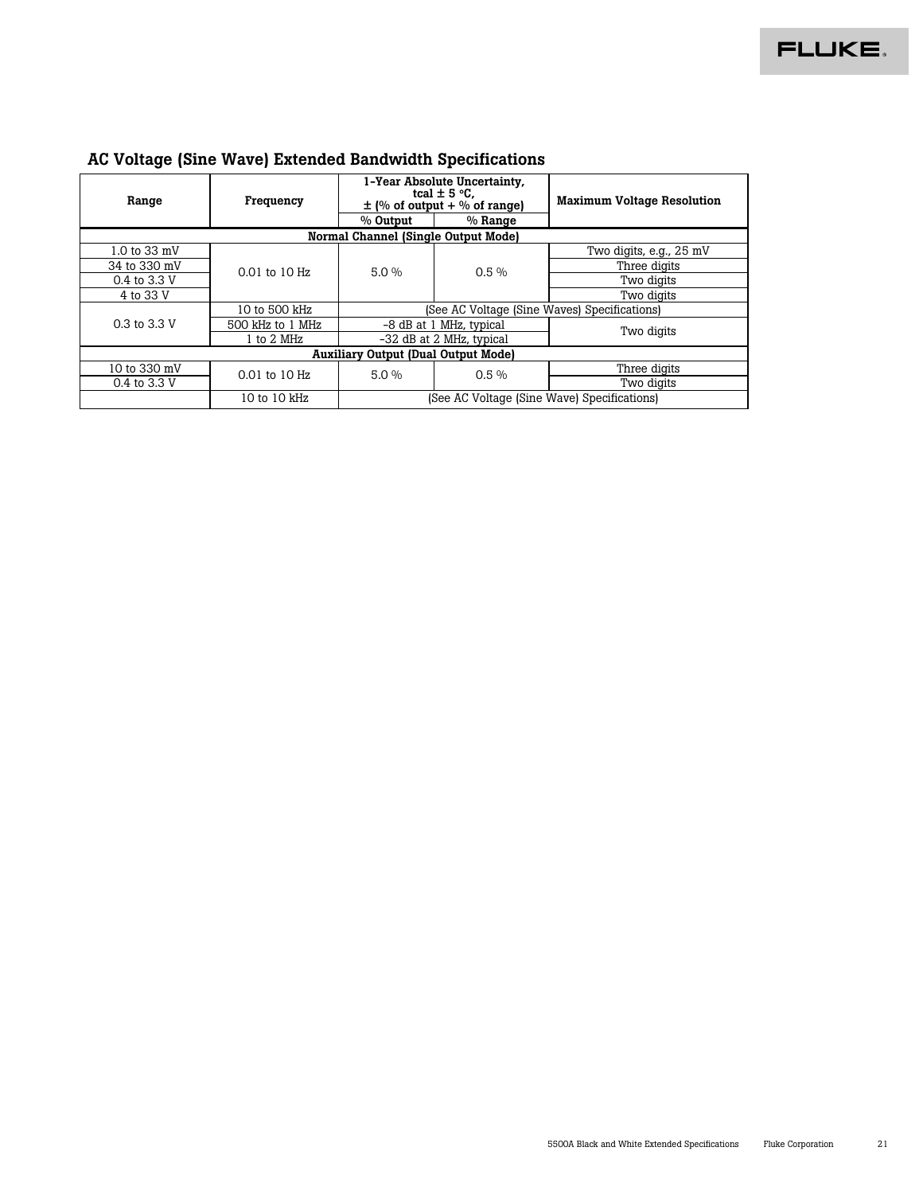## AC Voltage (Sine Wave) Extended Bandwidth Specifications

| Range | Frequency | 1-Year Absolute Uncertainty, tcal ± 5 °C, ± (% of output + % of range) | | Maximum Voltage Resolution |
|---|---|---|---|---|
| | | % Output | % Range | |
| **Normal Channel (Single Output Mode)** | | | | |
| 1.0 to 33 mV | 0.01 to 10 Hz | 5.0 % | 0.5 % | Two digits, e.g., 25 mV |
| 34 to 330 mV | | | | Three digits |
| 0.4 to 3.3 V | | | | Two digits |
| 4 to 33 V | | | | Two digits |
| 0.3 to 3.3 V | 10 to 500 kHz | (See AC Voltage (Sine Waves) Specifications) | | |
| | 500 kHz to 1 MHz | –8 dB at 1 MHz, typical | | Two digits |
| | 1 to 2 MHz | –32 dB at 2 MHz, typical | | |
| **Auxiliary Output (Dual Output Mode)** | | | | |
| 10 to 330 mV | 0.01 to 10 Hz | 5.0 % | 0.5 % | Three digits |
| 0.4 to 3.3 V | | | | Two digits |
| | 10 to 10 kHz | (See AC Voltage (Sine Wave) Specifications) | | |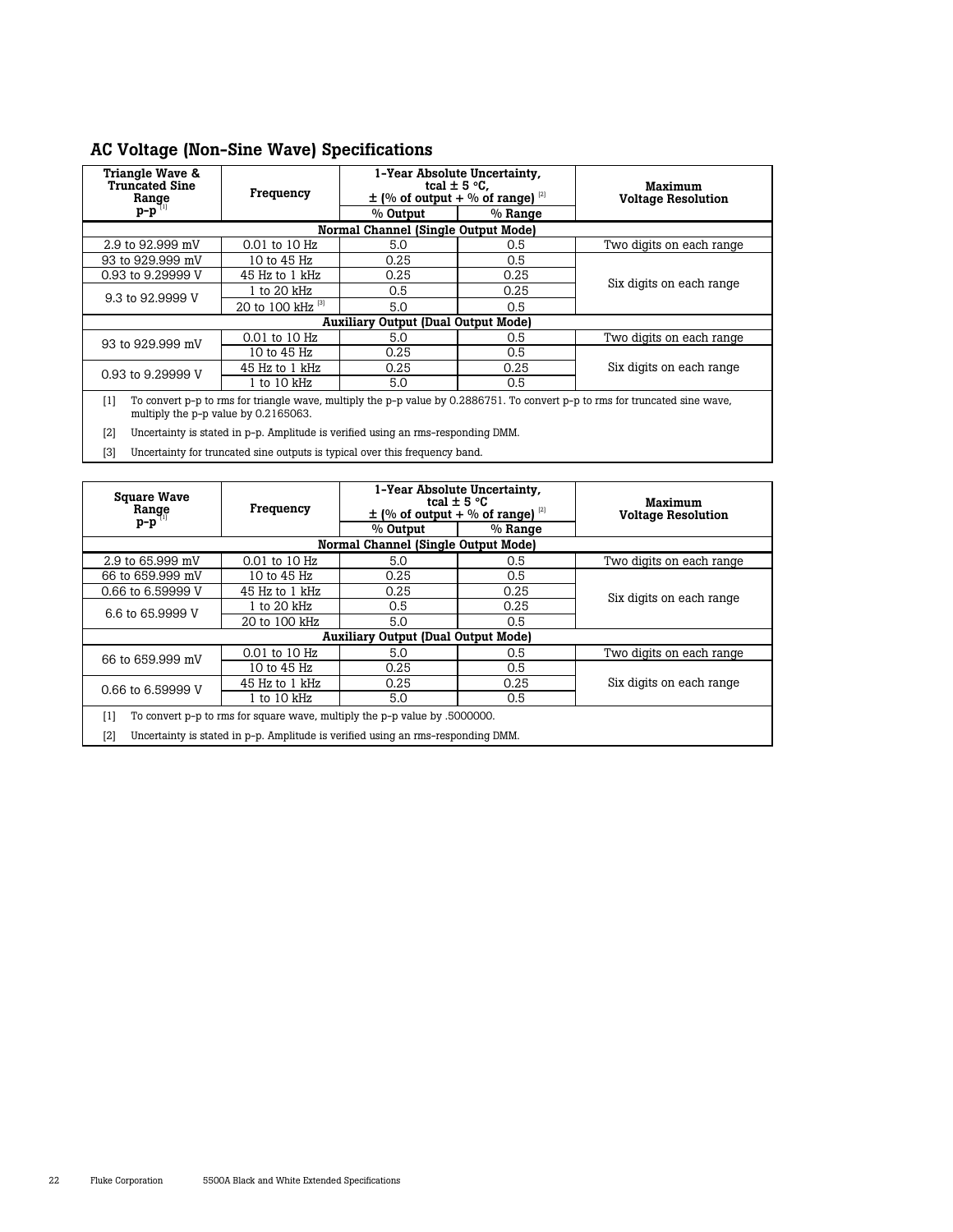## AC Voltage (Non-Sine Wave) Specifications

| Triangle Wave & Truncated Sine Range p-p [1] | Frequency | 1-Year Absolute Uncertainty, tcal ± 5 °C, ± (% of output + % of range) [2] | | Maximum Voltage Resolution |
|---|---|---|---|---|
| | | % Output | % Range | |
| **Normal Channel (Single Output Mode)** | | | | |
| 2.9 to 92.999 mV | 0.01 to 10 Hz | 5.0 | 0.5 | Two digits on each range |
| 93 to 929.999 mV | 10 to 45 Hz | 0.25 | 0.5 | Six digits on each range |
| 0.93 to 9.29999 V | 45 Hz to 1 kHz | 0.25 | 0.25 | |
| 9.3 to 92.9999 V | 1 to 20 kHz | 0.5 | 0.25 | |
| | 20 to 100 kHz [3] | 5.0 | 0.5 | |
| **Auxiliary Output (Dual Output Mode)** | | | | |
| 93 to 929.999 mV | 0.01 to 10 Hz | 5.0 | 0.5 | Two digits on each range |
| | 10 to 45 Hz | 0.25 | 0.5 | Six digits on each range |
| 0.93 to 9.29999 V | 45 Hz to 1 kHz | 0.25 | 0.25 | |
| | 1 to 10 kHz | 5.0 | 0.5 | |

[1] To convert p-p to rms for triangle wave, multiply the p-p value by 0.2886751. To convert p-p to rms for truncated sine wave, multiply the p-p value by 0.2165063.

[2] Uncertainty is stated in p-p. Amplitude is verified using an rms-responding DMM.

[3] Uncertainty for truncated sine outputs is typical over this frequency band.

| Square Wave Range p-p [1] | Frequency | 1-Year Absolute Uncertainty, tcal ± 5 °C ± (% of output + % of range) [2] | | Maximum Voltage Resolution |
|---|---|---|---|---|
| | | % Output | % Range | |
| **Normal Channel (Single Output Mode)** | | | | |
| 2.9 to 65.999 mV | 0.01 to 10 Hz | 5.0 | 0.5 | Two digits on each range |
| 66 to 659.999 mV | 10 to 45 Hz | 0.25 | 0.5 | Six digits on each range |
| 0.66 to 6.59999 V | 45 Hz to 1 kHz | 0.25 | 0.25 | |
| 6.6 to 65.9999 V | 1 to 20 kHz | 0.5 | 0.25 | |
| | 20 to 100 kHz | 5.0 | 0.5 | |
| **Auxiliary Output (Dual Output Mode)** | | | | |
| 66 to 659.999 mV | 0.01 to 10 Hz | 5.0 | 0.5 | Two digits on each range |
| | 10 to 45 Hz | 0.25 | 0.5 | Six digits on each range |
| 0.66 to 6.59999 V | 45 Hz to 1 kHz | 0.25 | 0.25 | |
| | 1 to 10 kHz | 5.0 | 0.5 | |

[1] To convert p-p to rms for square wave, multiply the p-p value by .5000000.

[2] Uncertainty is stated in p-p. Amplitude is verified using an rms-responding DMM.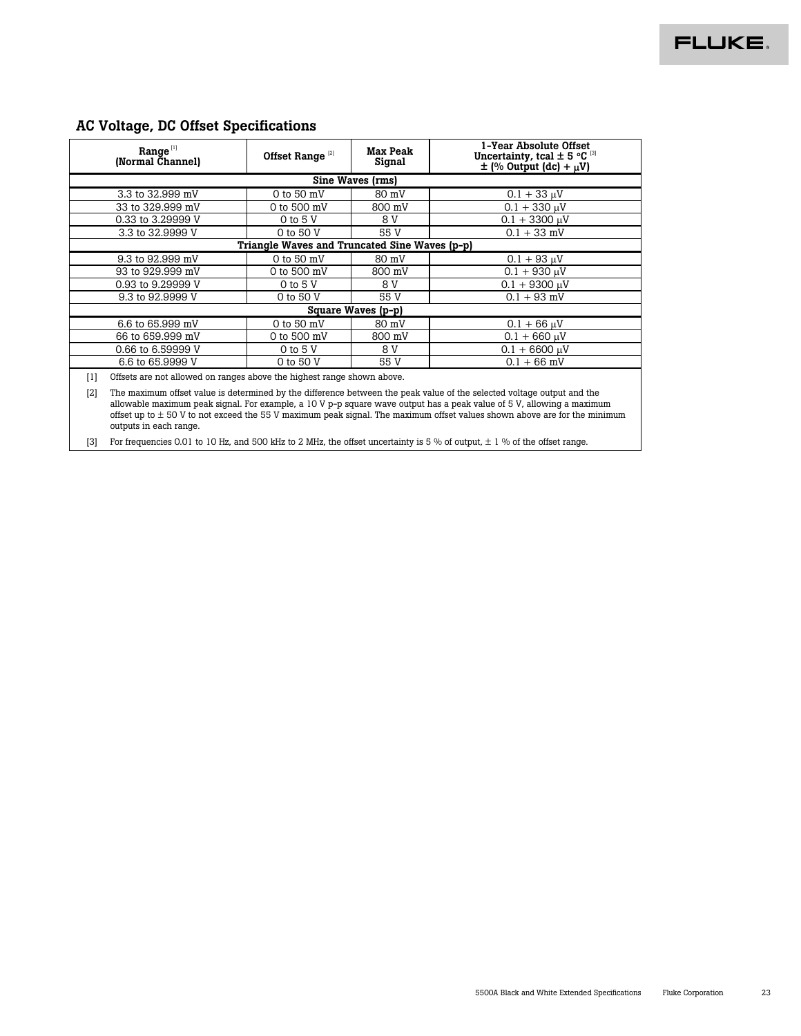## AC Voltage, DC Offset Specifications

| Range [1] (Normal Channel) | Offset Range [2] | Max Peak Signal | 1-Year Absolute Offset Uncertainty, tcal ± 5 °C [3] ± (% Output (dc) + μV) |
|---|---|---|---|
| **Sine Waves (rms)** | | | |
| 3.3 to 32.999 mV | 0 to 50 mV | 80 mV | 0.1 + 33 μV |
| 33 to 329.999 mV | 0 to 500 mV | 800 mV | 0.1 + 330 μV |
| 0.33 to 3.29999 V | 0 to 5 V | 8 V | 0.1 + 3300 μV |
| 3.3 to 32.9999 V | 0 to 50 V | 55 V | 0.1 + 33 mV |
| **Triangle Waves and Truncated Sine Waves (p-p)** | | | |
| 9.3 to 92.999 mV | 0 to 50 mV | 80 mV | 0.1 + 93 μV |
| 93 to 929.999 mV | 0 to 500 mV | 800 mV | 0.1 + 930 μV |
| 0.93 to 9.29999 V | 0 to 5 V | 8 V | 0.1 + 9300 μV |
| 9.3 to 92.9999 V | 0 to 50 V | 55 V | 0.1 + 93 mV |
| **Square Waves (p-p)** | | | |
| 6.6 to 65.999 mV | 0 to 50 mV | 80 mV | 0.1 + 66 μV |
| 66 to 659.999 mV | 0 to 500 mV | 800 mV | 0.1 + 660 μV |
| 0.66 to 6.59999 V | 0 to 5 V | 8 V | 0.1 + 6600 μV |
| 6.6 to 65.9999 V | 0 to 50 V | 55 V | 0.1 + 66 mV |

[1] Offsets are not allowed on ranges above the highest range shown above.

[2] The maximum offset value is determined by the difference between the peak value of the selected voltage output and the allowable maximum peak signal. For example, a 10 V p-p square wave output has a peak value of 5 V, allowing a maximum offset up to ± 50 V to not exceed the 55 V maximum peak signal. The maximum offset values shown above are for the minimum outputs in each range.

[3] For frequencies 0.01 to 10 Hz, and 500 kHz to 2 MHz, the offset uncertainty is 5 % of output, ± 1 % of the offset range.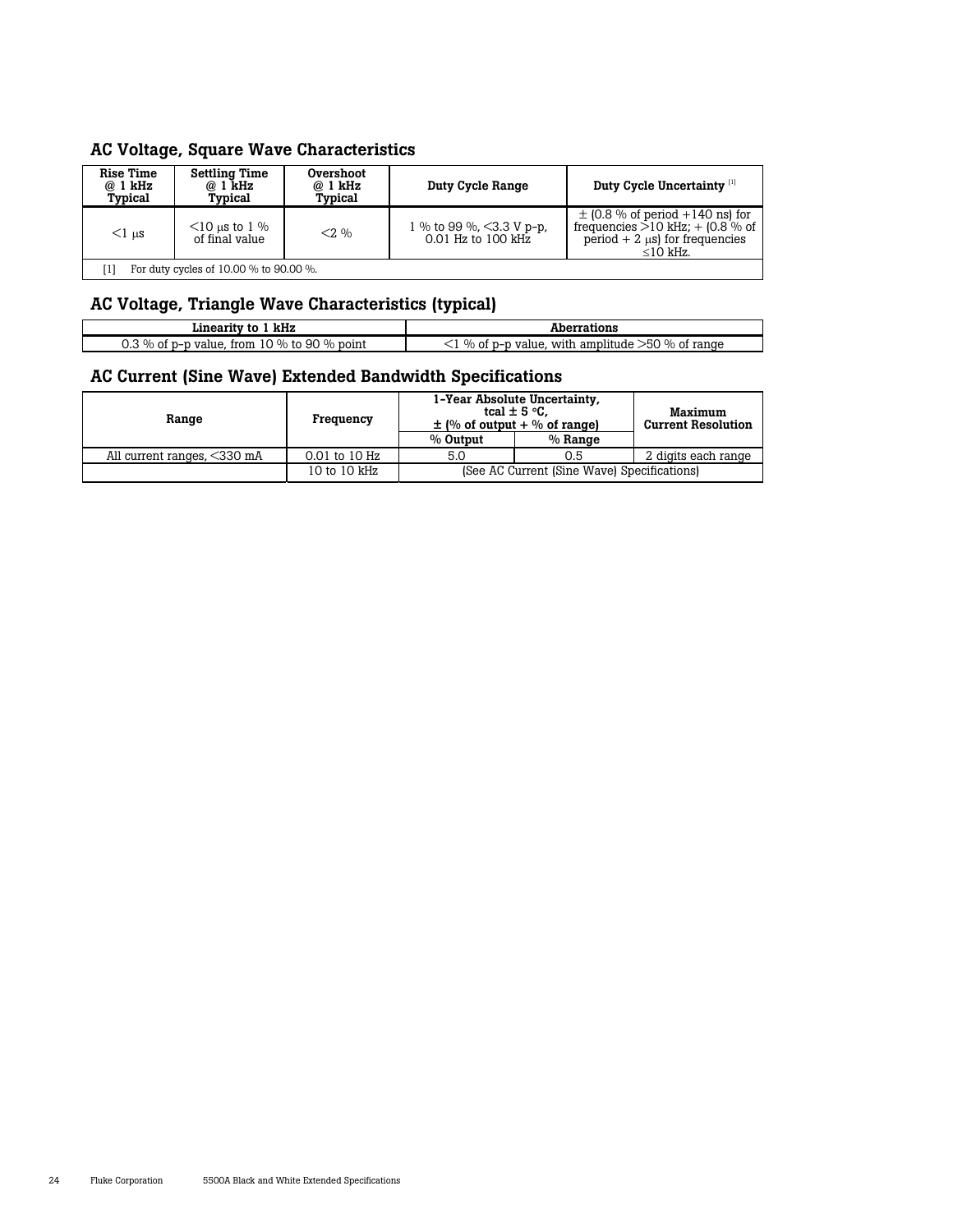## AC Voltage, Square Wave Characteristics

| Rise Time @ 1 kHz Typical | Settling Time @ 1 kHz Typical | Overshoot @ 1 kHz Typical | Duty Cycle Range | Duty Cycle Uncertainty [1] |
|---|---|---|---|---|
| <1 μs | <10 μs to 1 % of final value | <2 % | 1 % to 99 %, <3.3 V p-p, 0.01 Hz to 100 kHz | ± (0.8 % of period +140 ns) for frequencies >10 kHz; + (0.8 % of period + 2 μs) for frequencies ≤10 kHz. |

[1] For duty cycles of 10.00 % to 90.00 %.

## AC Voltage, Triangle Wave Characteristics (typical)

| Linearity to 1 kHz | Aberrations |
|---|---|
| 0.3 % of p-p value, from 10 % to 90 % point | <1 % of p-p value, with amplitude >50 % of range |

## AC Current (Sine Wave) Extended Bandwidth Specifications

| Range | Frequency | 1-Year Absolute Uncertainty, tcal ± 5 °C, ± (% of output + % of range) | | Maximum Current Resolution |
|---|---|---|---|---|
| | | % Output | % Range | |
| All current ranges, <330 mA | 0.01 to 10 Hz | 5.0 | 0.5 | 2 digits each range |
| | 10 to 10 kHz | (See AC Current (Sine Wave) Specifications) | | |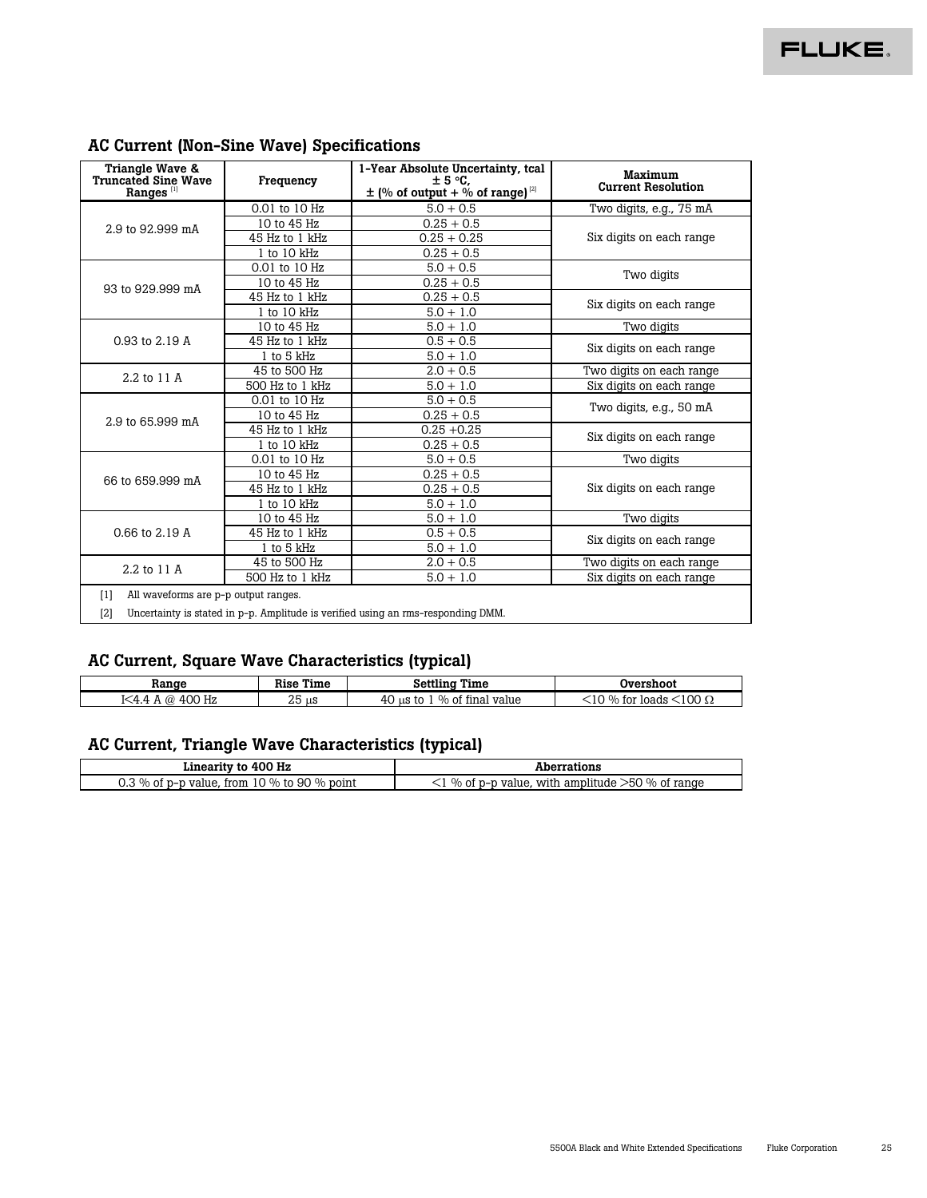## AC Current (Non-Sine Wave) Specifications

| Triangle Wave & Truncated Sine Wave Ranges [1] | Frequency | 1-Year Absolute Uncertainty, tcal ± 5 °C, ± (% of output + % of range) [2] | Maximum Current Resolution |
|---|---|---|---|
| 2.9 to 92.999 mA | 0.01 to 10 Hz | 5.0 + 0.5 | Two digits, e.g., 75 mA |
| | 10 to 45 Hz | 0.25 + 0.5 | Six digits on each range |
| | 45 Hz to 1 kHz | 0.25 + 0.25 | |
| | 1 to 10 kHz | 0.25 + 0.5 | |
| 93 to 929.999 mA | 0.01 to 10 Hz | 5.0 + 0.5 | Two digits |
| | 10 to 45 Hz | 0.25 + 0.5 | |
| | 45 Hz to 1 kHz | 0.25 + 0.5 | Six digits on each range |
| | 1 to 10 kHz | 5.0 + 1.0 | |
| 0.93 to 2.19 A | 10 to 45 Hz | 5.0 + 1.0 | Two digits |
| | 45 Hz to 1 kHz | 0.5 + 0.5 | Six digits on each range |
| | 1 to 5 kHz | 5.0 + 1.0 | |
| 2.2 to 11 A | 45 to 500 Hz | 2.0 + 0.5 | Two digits on each range |
| | 500 Hz to 1 kHz | 5.0 + 1.0 | Six digits on each range |
| 2.9 to 65.999 mA | 0.01 to 10 Hz | 5.0 + 0.5 | Two digits, e.g., 50 mA |
| | 10 to 45 Hz | 0.25 + 0.5 | |
| | 45 Hz to 1 kHz | 0.25 +0.25 | Six digits on each range |
| | 1 to 10 kHz | 0.25 + 0.5 | |
| 66 to 659.999 mA | 0.01 to 10 Hz | 5.0 + 0.5 | Two digits |
| | 10 to 45 Hz | 0.25 + 0.5 | Six digits on each range |
| | 45 Hz to 1 kHz | 0.25 + 0.5 | |
| | 1 to 10 kHz | 5.0 + 1.0 | |
| 0.66 to 2.19 A | 10 to 45 Hz | 5.0 + 1.0 | Two digits |
| | 45 Hz to 1 kHz | 0.5 + 0.5 | Six digits on each range |
| | 1 to 5 kHz | 5.0 + 1.0 | |
| 2.2 to 11 A | 45 to 500 Hz | 2.0 + 0.5 | Two digits on each range |
| | 500 Hz to 1 kHz | 5.0 + 1.0 | Six digits on each range |

[1] All waveforms are p-p output ranges.

[2] Uncertainty is stated in p-p. Amplitude is verified using an rms-responding DMM.

## AC Current, Square Wave Characteristics (typical)

| Range | Rise Time | Settling Time | Overshoot |
|---|---|---|---|
| I<4.4 A @ 400 Hz | 25 μs | 40 μs to 1 % of final value | <10 % for loads <100 Ω |

## AC Current, Triangle Wave Characteristics (typical)

| Linearity to 400 Hz | Aberrations |
|---|---|
| 0.3 % of p-p value, from 10 % to 90 % point | <1 % of p-p value, with amplitude >50 % of range |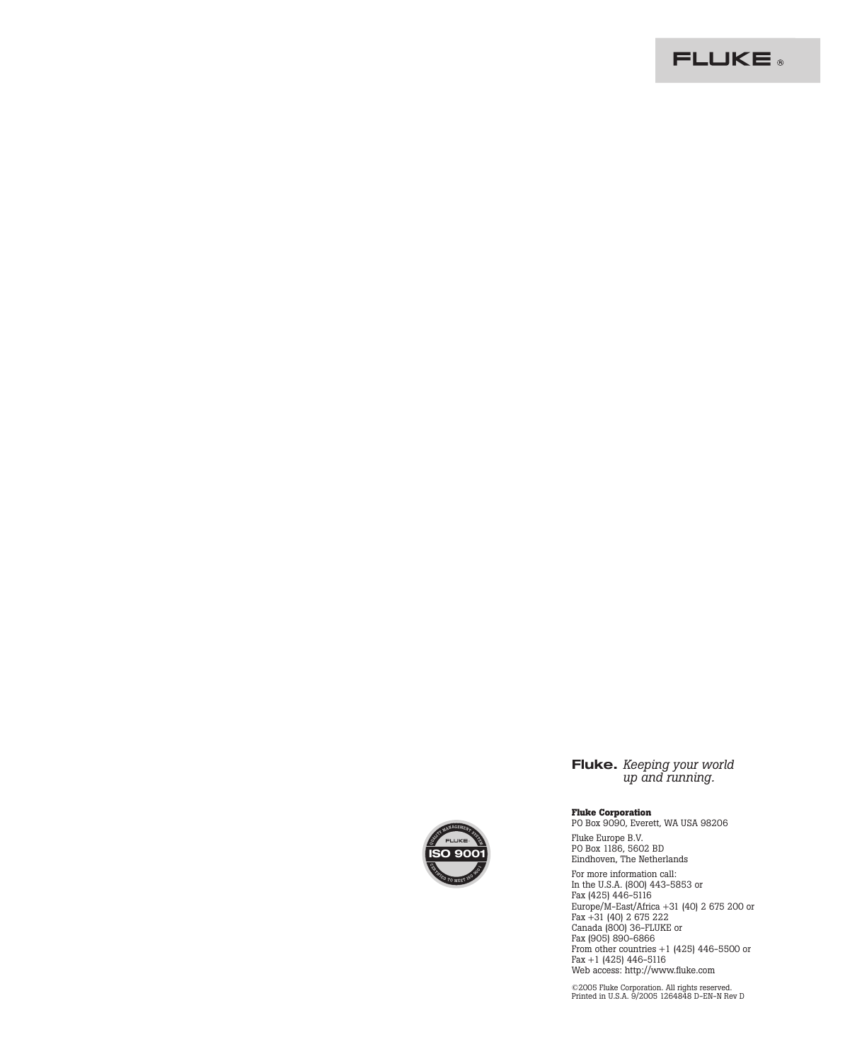**Fluke.** *Keeping your world up and running.*

**Fluke Corporation**
PO Box 9090, Everett, WA USA 98206

Fluke Europe B.V.
PO Box 1186, 5602 BD
Eindhoven, The Netherlands

For more information call:
In the U.S.A. (800) 443-5853 or
Fax (425) 446-5116
Europe/M-East/Africa +31 (40) 2 675 200 or
Fax +31 (40) 2 675 222
Canada (800) 36-FLUKE or
Fax (905) 890-6866
From other countries +1 (425) 446-5500 or
Fax +1 (425) 446-5116
Web access: http://www.fluke.com

©2005 Fluke Corporation. All rights reserved.
Printed in U.S.A. 9/2005 1264848 D-EN-N Rev D